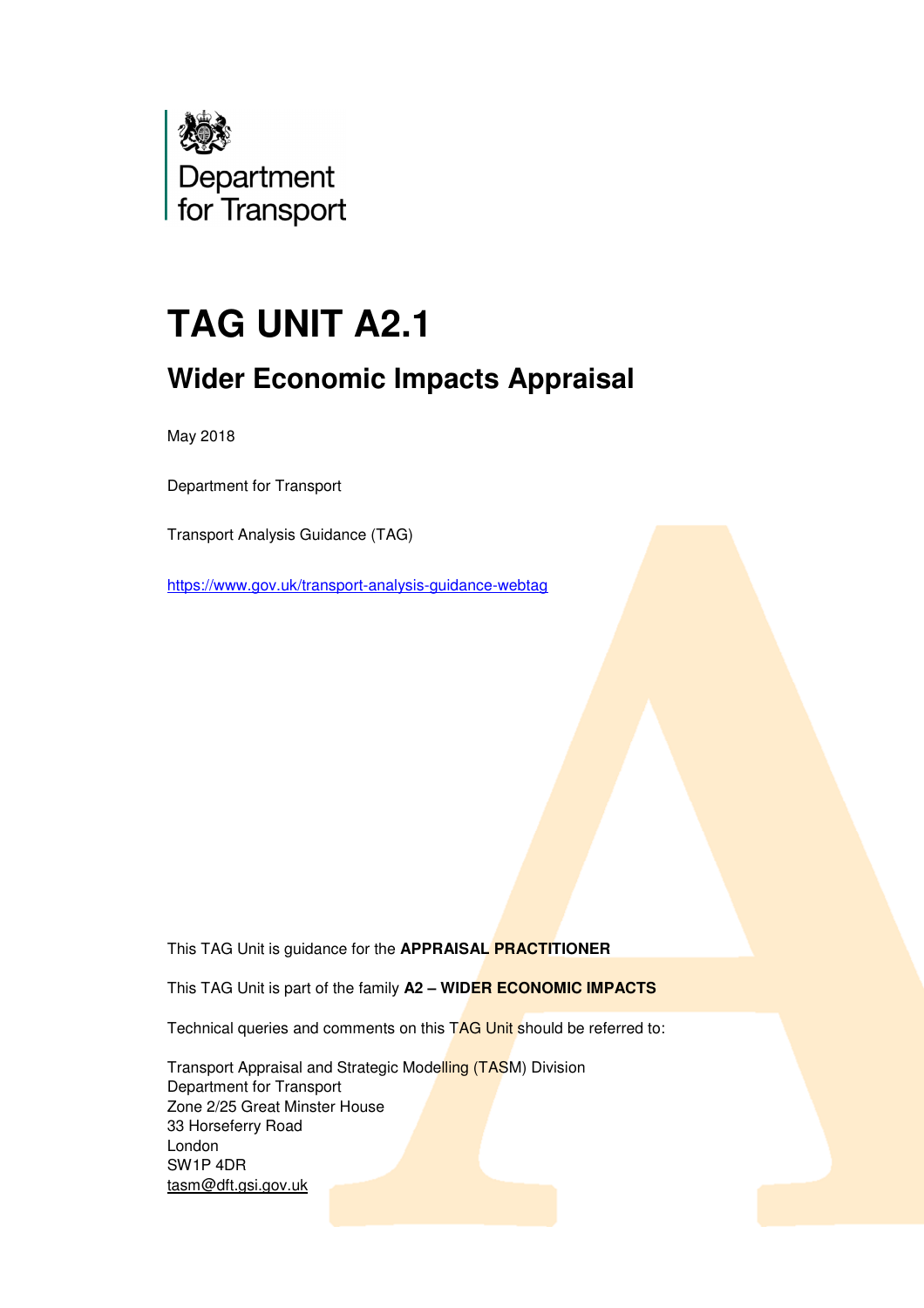Department for Transport

# TAG UNIT A2.1

## Wider Economic Impacts Appraisal

May 2018

Department for Transport

Transport Analysis Guidance (TAG)

https://www.gov.uk/transport-analysis-guidance-webtag

This TAG Unit is guidance for the **APPRAISAL PRACTITIONER**

This TAG Unit is part of the family **A2 – WIDER ECONOMIC IMPACTS**

Technical queries and comments on this TAG Unit should be referred to:

Transport Appraisal and Strategic Modelling (TASM) Division
Department for Transport
Zone 2/25 Great Minster House
33 Horseferry Road
London
SW1P 4DR
tasm@dft.gsi.gov.uk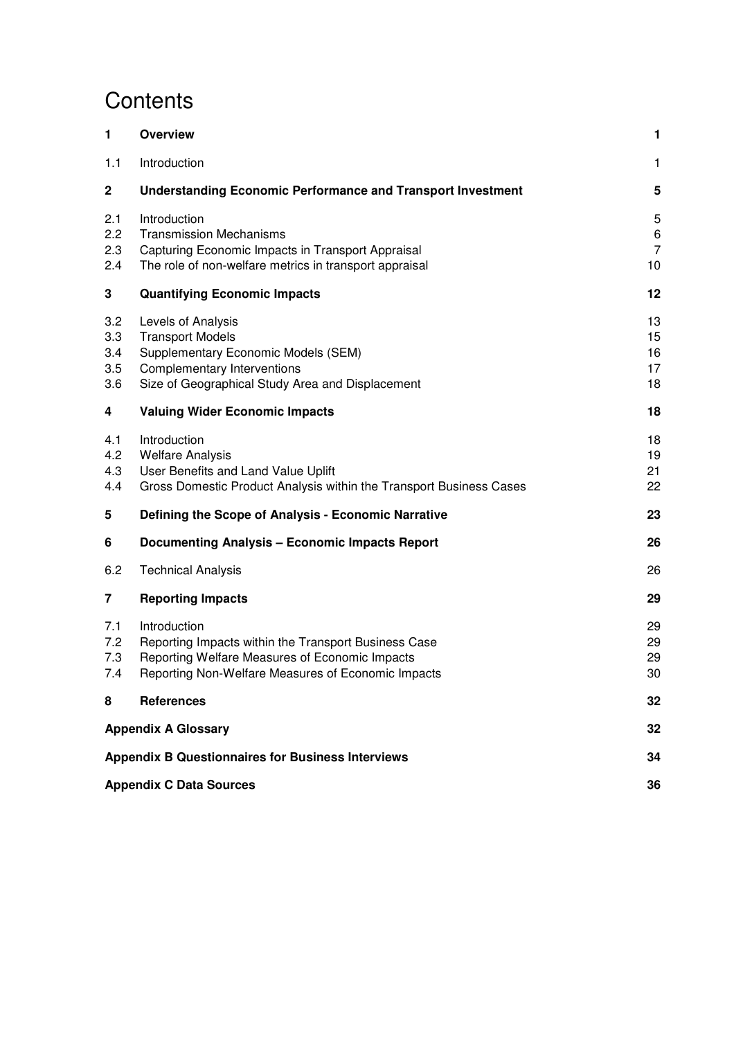# Contents

| | | |
|---|---|---|
| **1** | **Overview** | **1** |
| 1.1 | Introduction | 1 |
| **2** | **Understanding Economic Performance and Transport Investment** | **5** |
| 2.1 | Introduction | 5 |
| 2.2 | Transmission Mechanisms | 6 |
| 2.3 | Capturing Economic Impacts in Transport Appraisal | 7 |
| 2.4 | The role of non-welfare metrics in transport appraisal | 10 |
| **3** | **Quantifying Economic Impacts** | **12** |
| 3.2 | Levels of Analysis | 13 |
| 3.3 | Transport Models | 15 |
| 3.4 | Supplementary Economic Models (SEM) | 16 |
| 3.5 | Complementary Interventions | 17 |
| 3.6 | Size of Geographical Study Area and Displacement | 18 |
| **4** | **Valuing Wider Economic Impacts** | **18** |
| 4.1 | Introduction | 18 |
| 4.2 | Welfare Analysis | 19 |
| 4.3 | User Benefits and Land Value Uplift | 21 |
| 4.4 | Gross Domestic Product Analysis within the Transport Business Cases | 22 |
| **5** | **Defining the Scope of Analysis - Economic Narrative** | **23** |
| **6** | **Documenting Analysis – Economic Impacts Report** | **26** |
| 6.2 | Technical Analysis | 26 |
| **7** | **Reporting Impacts** | **29** |
| 7.1 | Introduction | 29 |
| 7.2 | Reporting Impacts within the Transport Business Case | 29 |
| 7.3 | Reporting Welfare Measures of Economic Impacts | 29 |
| 7.4 | Reporting Non-Welfare Measures of Economic Impacts | 30 |
| **8** | **References** | **32** |
| | **Appendix A Glossary** | **32** |
| | **Appendix B Questionnaires for Business Interviews** | **34** |
| | **Appendix C Data Sources** | **36** |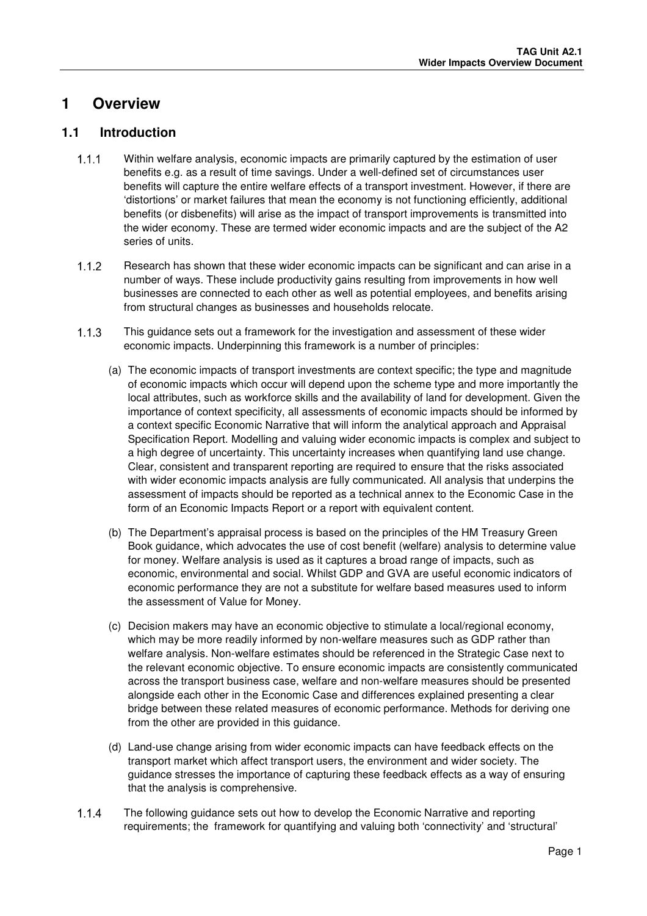# 1 Overview

## 1.1 Introduction

1.1.1 Within welfare analysis, economic impacts are primarily captured by the estimation of user benefits e.g. as a result of time savings. Under a well-defined set of circumstances user benefits will capture the entire welfare effects of a transport investment. However, if there are 'distortions' or market failures that mean the economy is not functioning efficiently, additional benefits (or disbenefits) will arise as the impact of transport improvements is transmitted into the wider economy. These are termed wider economic impacts and are the subject of the A2 series of units.

1.1.2 Research has shown that these wider economic impacts can be significant and can arise in a number of ways. These include productivity gains resulting from improvements in how well businesses are connected to each other as well as potential employees, and benefits arising from structural changes as businesses and households relocate.

1.1.3 This guidance sets out a framework for the investigation and assessment of these wider economic impacts. Underpinning this framework is a number of principles:

(a) The economic impacts of transport investments are context specific; the type and magnitude of economic impacts which occur will depend upon the scheme type and more importantly the local attributes, such as workforce skills and the availability of land for development. Given the importance of context specificity, all assessments of economic impacts should be informed by a context specific Economic Narrative that will inform the analytical approach and Appraisal Specification Report. Modelling and valuing wider economic impacts is complex and subject to a high degree of uncertainty. This uncertainty increases when quantifying land use change. Clear, consistent and transparent reporting are required to ensure that the risks associated with wider economic impacts analysis are fully communicated. All analysis that underpins the assessment of impacts should be reported as a technical annex to the Economic Case in the form of an Economic Impacts Report or a report with equivalent content.

(b) The Department's appraisal process is based on the principles of the HM Treasury Green Book guidance, which advocates the use of cost benefit (welfare) analysis to determine value for money. Welfare analysis is used as it captures a broad range of impacts, such as economic, environmental and social. Whilst GDP and GVA are useful economic indicators of economic performance they are not a substitute for welfare based measures used to inform the assessment of Value for Money.

(c) Decision makers may have an economic objective to stimulate a local/regional economy, which may be more readily informed by non-welfare measures such as GDP rather than welfare analysis. Non-welfare estimates should be referenced in the Strategic Case next to the relevant economic objective. To ensure economic impacts are consistently communicated across the transport business case, welfare and non-welfare measures should be presented alongside each other in the Economic Case and differences explained presenting a clear bridge between these related measures of economic performance. Methods for deriving one from the other are provided in this guidance.

(d) Land-use change arising from wider economic impacts can have feedback effects on the transport market which affect transport users, the environment and wider society. The guidance stresses the importance of capturing these feedback effects as a way of ensuring that the analysis is comprehensive.

1.1.4 The following guidance sets out how to develop the Economic Narrative and reporting requirements; the framework for quantifying and valuing both 'connectivity' and 'structural'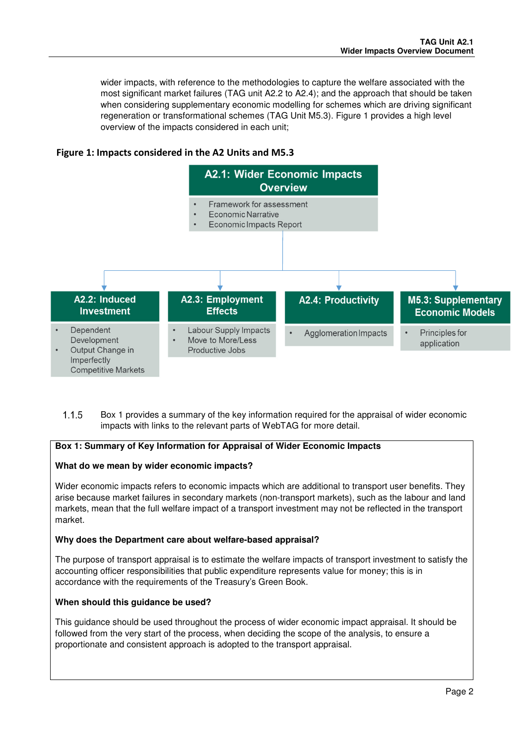wider impacts, with reference to the methodologies to capture the welfare associated with the most significant market failures (TAG unit A2.2 to A2.4); and the approach that should be taken when considering supplementary economic modelling for schemes which are driving significant regeneration or transformational schemes (TAG Unit M5.3). Figure 1 provides a high level overview of the impacts considered in each unit;

**Figure 1: Impacts considered in the A2 Units and M5.3**

**A2.1: Wider Economic Impacts Overview**

- Framework for assessment
- Economic Narrative
- Economic Impacts Report

**A2.2: Induced Investment**

- Dependent Development
- Output Change in Imperfectly Competitive Markets

**A2.3: Employment Effects**

- Labour Supply Impacts
- Move to More/Less Productive Jobs

**A2.4: Productivity**

- Agglomeration Impacts

**M5.3: Supplementary Economic Models**

- Principles for application

1.1.5 Box 1 provides a summary of the key information required for the appraisal of wider economic impacts with links to the relevant parts of WebTAG for more detail.

**Box 1: Summary of Key Information for Appraisal of Wider Economic Impacts**

**What do we mean by wider economic impacts?**

Wider economic impacts refers to economic impacts which are additional to transport user benefits. They arise because market failures in secondary markets (non-transport markets), such as the labour and land markets, mean that the full welfare impact of a transport investment may not be reflected in the transport market.

**Why does the Department care about welfare-based appraisal?**

The purpose of transport appraisal is to estimate the welfare impacts of transport investment to satisfy the accounting officer responsibilities that public expenditure represents value for money; this is in accordance with the requirements of the Treasury's Green Book.

**When should this guidance be used?**

This guidance should be used throughout the process of wider economic impact appraisal. It should be followed from the very start of the process, when deciding the scope of the analysis, to ensure a proportionate and consistent approach is adopted to the transport appraisal.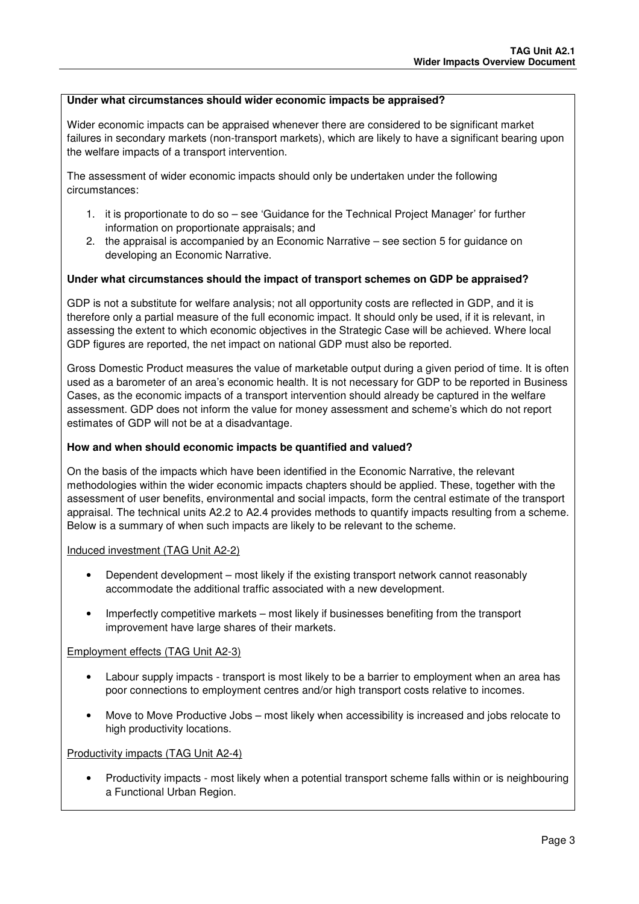**Under what circumstances should wider economic impacts be appraised?**

Wider economic impacts can be appraised whenever there are considered to be significant market failures in secondary markets (non-transport markets), which are likely to have a significant bearing upon the welfare impacts of a transport intervention.

The assessment of wider economic impacts should only be undertaken under the following circumstances:

1. it is proportionate to do so – see 'Guidance for the Technical Project Manager' for further information on proportionate appraisals; and
2. the appraisal is accompanied by an Economic Narrative – see section 5 for guidance on developing an Economic Narrative.

**Under what circumstances should the impact of transport schemes on GDP be appraised?**

GDP is not a substitute for welfare analysis; not all opportunity costs are reflected in GDP, and it is therefore only a partial measure of the full economic impact. It should only be used, if it is relevant, in assessing the extent to which economic objectives in the Strategic Case will be achieved. Where local GDP figures are reported, the net impact on national GDP must also be reported.

Gross Domestic Product measures the value of marketable output during a given period of time. It is often used as a barometer of an area's economic health. It is not necessary for GDP to be reported in Business Cases, as the economic impacts of a transport intervention should already be captured in the welfare assessment. GDP does not inform the value for money assessment and scheme's which do not report estimates of GDP will not be at a disadvantage.

**How and when should economic impacts be quantified and valued?**

On the basis of the impacts which have been identified in the Economic Narrative, the relevant methodologies within the wider economic impacts chapters should be applied. These, together with the assessment of user benefits, environmental and social impacts, form the central estimate of the transport appraisal. The technical units A2.2 to A2.4 provides methods to quantify impacts resulting from a scheme. Below is a summary of when such impacts are likely to be relevant to the scheme.

Induced investment (TAG Unit A2-2)

- Dependent development – most likely if the existing transport network cannot reasonably accommodate the additional traffic associated with a new development.
- Imperfectly competitive markets – most likely if businesses benefiting from the transport improvement have large shares of their markets.

Employment effects (TAG Unit A2-3)

- Labour supply impacts - transport is most likely to be a barrier to employment when an area has poor connections to employment centres and/or high transport costs relative to incomes.
- Move to Move Productive Jobs – most likely when accessibility is increased and jobs relocate to high productivity locations.

Productivity impacts (TAG Unit A2-4)

- Productivity impacts - most likely when a potential transport scheme falls within or is neighbouring a Functional Urban Region.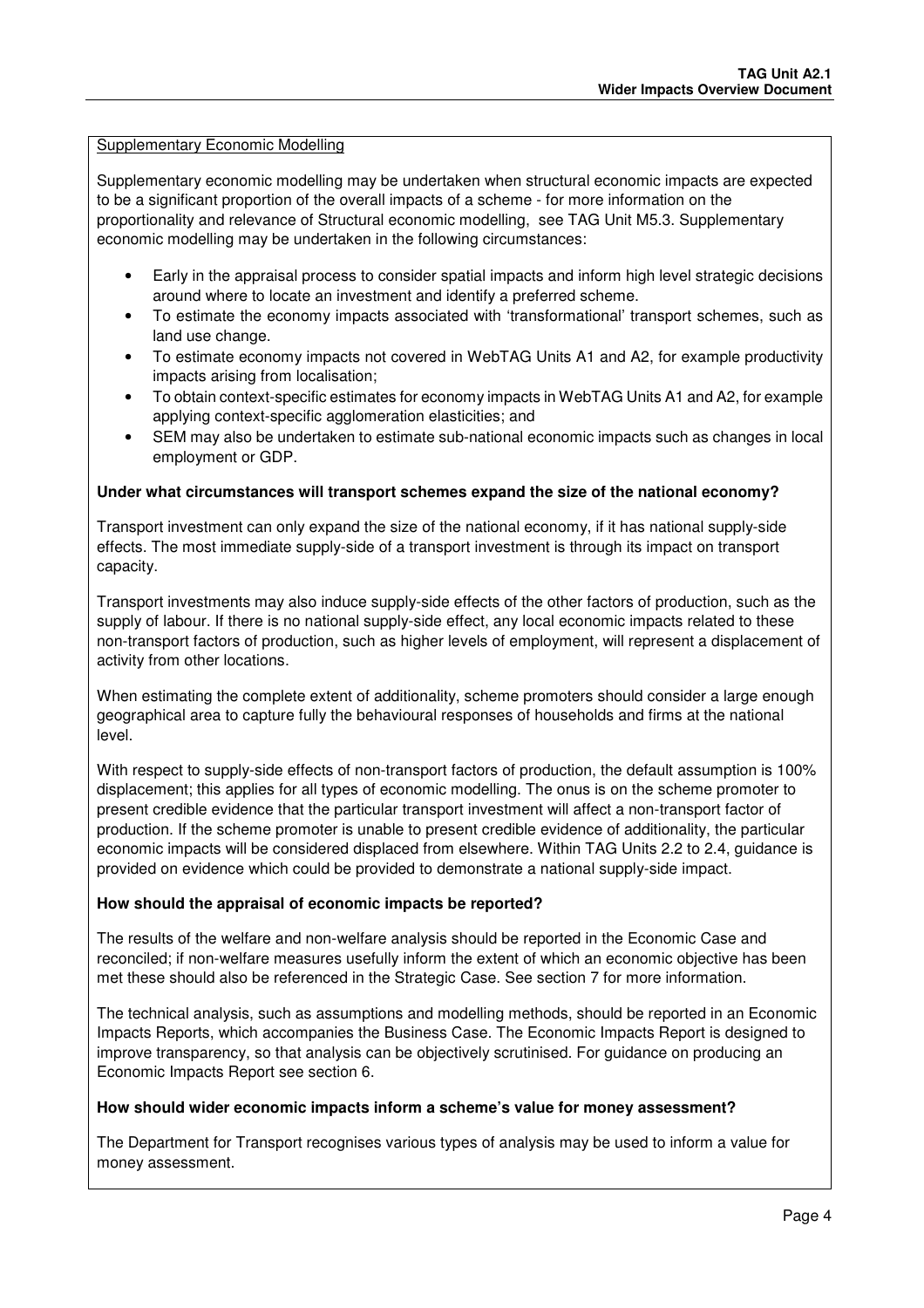Supplementary Economic Modelling

Supplementary economic modelling may be undertaken when structural economic impacts are expected to be a significant proportion of the overall impacts of a scheme - for more information on the proportionality and relevance of Structural economic modelling, see TAG Unit M5.3. Supplementary economic modelling may be undertaken in the following circumstances:

- Early in the appraisal process to consider spatial impacts and inform high level strategic decisions around where to locate an investment and identify a preferred scheme.
- To estimate the economy impacts associated with 'transformational' transport schemes, such as land use change.
- To estimate economy impacts not covered in WebTAG Units A1 and A2, for example productivity impacts arising from localisation;
- To obtain context-specific estimates for economy impacts in WebTAG Units A1 and A2, for example applying context-specific agglomeration elasticities; and
- SEM may also be undertaken to estimate sub-national economic impacts such as changes in local employment or GDP.

**Under what circumstances will transport schemes expand the size of the national economy?**

Transport investment can only expand the size of the national economy, if it has national supply-side effects. The most immediate supply-side of a transport investment is through its impact on transport capacity.

Transport investments may also induce supply-side effects of the other factors of production, such as the supply of labour. If there is no national supply-side effect, any local economic impacts related to these non-transport factors of production, such as higher levels of employment, will represent a displacement of activity from other locations.

When estimating the complete extent of additionality, scheme promoters should consider a large enough geographical area to capture fully the behavioural responses of households and firms at the national level.

With respect to supply-side effects of non-transport factors of production, the default assumption is 100% displacement; this applies for all types of economic modelling. The onus is on the scheme promoter to present credible evidence that the particular transport investment will affect a non-transport factor of production. If the scheme promoter is unable to present credible evidence of additionality, the particular economic impacts will be considered displaced from elsewhere. Within TAG Units 2.2 to 2.4, guidance is provided on evidence which could be provided to demonstrate a national supply-side impact.

**How should the appraisal of economic impacts be reported?**

The results of the welfare and non-welfare analysis should be reported in the Economic Case and reconciled; if non-welfare measures usefully inform the extent of which an economic objective has been met these should also be referenced in the Strategic Case. See section 7 for more information.

The technical analysis, such as assumptions and modelling methods, should be reported in an Economic Impacts Reports, which accompanies the Business Case. The Economic Impacts Report is designed to improve transparency, so that analysis can be objectively scrutinised. For guidance on producing an Economic Impacts Report see section 6.

**How should wider economic impacts inform a scheme's value for money assessment?**

The Department for Transport recognises various types of analysis may be used to inform a value for money assessment.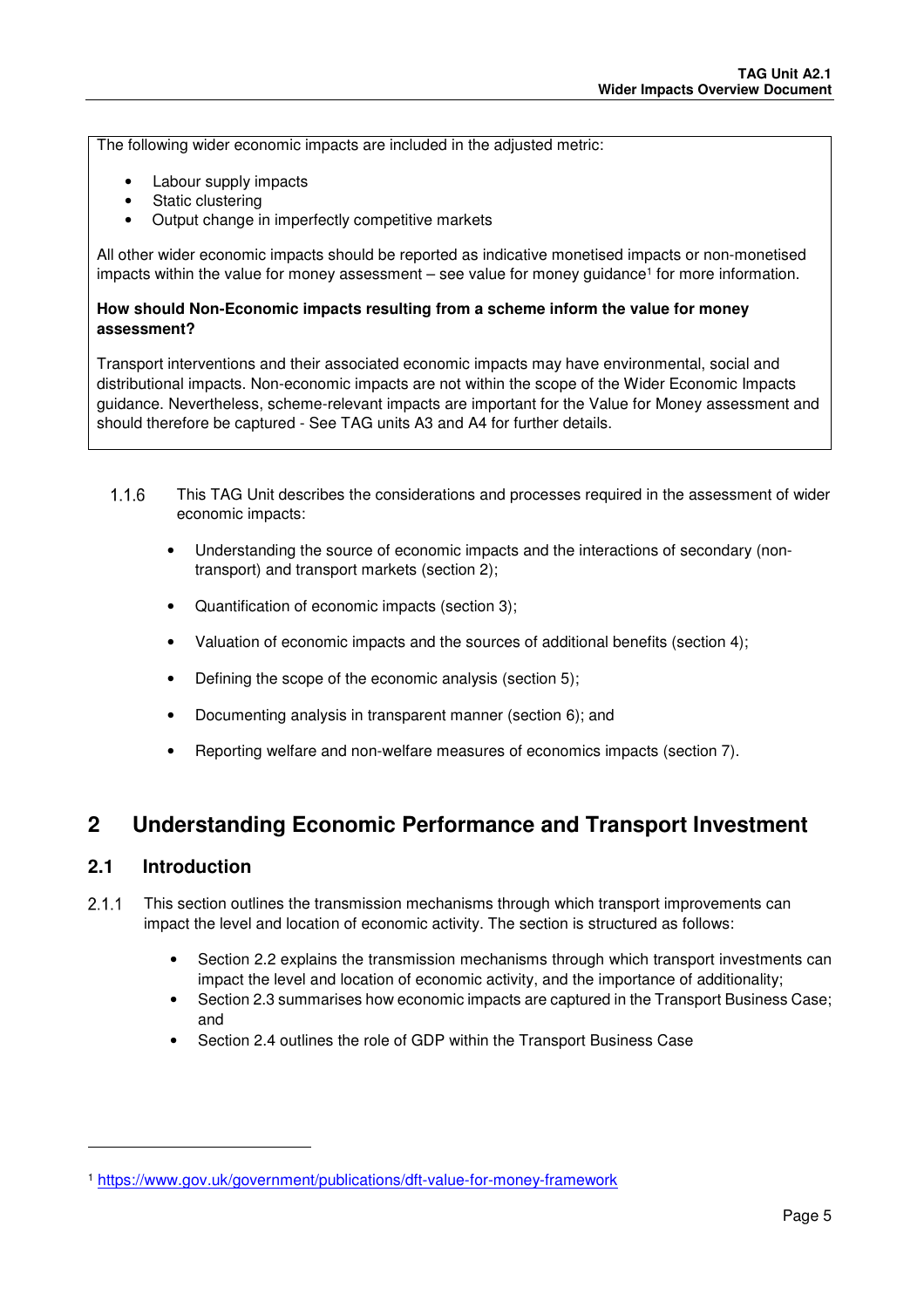The following wider economic impacts are included in the adjusted metric:

- Labour supply impacts
- Static clustering
- Output change in imperfectly competitive markets

All other wider economic impacts should be reported as indicative monetised impacts or non-monetised impacts within the value for money assessment – see value for money guidance[1] for more information.

**How should Non-Economic impacts resulting from a scheme inform the value for money assessment?**

Transport interventions and their associated economic impacts may have environmental, social and distributional impacts. Non-economic impacts are not within the scope of the Wider Economic Impacts guidance. Nevertheless, scheme-relevant impacts are important for the Value for Money assessment and should therefore be captured - See TAG units A3 and A4 for further details.

1.1.6 This TAG Unit describes the considerations and processes required in the assessment of wider economic impacts:

- Understanding the source of economic impacts and the interactions of secondary (non-transport) and transport markets (section 2);
- Quantification of economic impacts (section 3);
- Valuation of economic impacts and the sources of additional benefits (section 4);
- Defining the scope of the economic analysis (section 5);
- Documenting analysis in transparent manner (section 6); and
- Reporting welfare and non-welfare measures of economics impacts (section 7).

# 2 Understanding Economic Performance and Transport Investment

## 2.1 Introduction

2.1.1 This section outlines the transmission mechanisms through which transport improvements can impact the level and location of economic activity. The section is structured as follows:

- Section 2.2 explains the transmission mechanisms through which transport investments can impact the level and location of economic activity, and the importance of additionality;
- Section 2.3 summarises how economic impacts are captured in the Transport Business Case; and
- Section 2.4 outlines the role of GDP within the Transport Business Case

[1] https://www.gov.uk/government/publications/dft-value-for-money-framework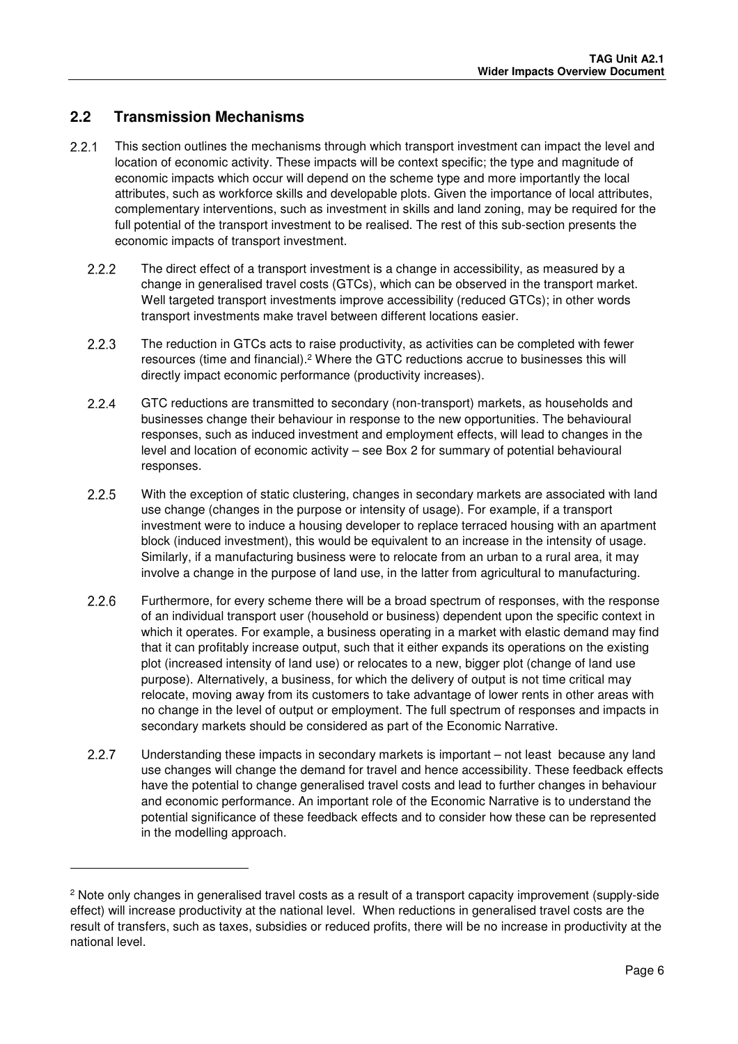## 2.2 Transmission Mechanisms

2.2.1 This section outlines the mechanisms through which transport investment can impact the level and location of economic activity. These impacts will be context specific; the type and magnitude of economic impacts which occur will depend on the scheme type and more importantly the local attributes, such as workforce skills and developable plots. Given the importance of local attributes, complementary interventions, such as investment in skills and land zoning, may be required for the full potential of the transport investment to be realised. The rest of this sub-section presents the economic impacts of transport investment.

2.2.2 The direct effect of a transport investment is a change in accessibility, as measured by a change in generalised travel costs (GTCs), which can be observed in the transport market. Well targeted transport investments improve accessibility (reduced GTCs); in other words transport investments make travel between different locations easier.

2.2.3 The reduction in GTCs acts to raise productivity, as activities can be completed with fewer resources (time and financial).[2] Where the GTC reductions accrue to businesses this will directly impact economic performance (productivity increases).

2.2.4 GTC reductions are transmitted to secondary (non-transport) markets, as households and businesses change their behaviour in response to the new opportunities. The behavioural responses, such as induced investment and employment effects, will lead to changes in the level and location of economic activity – see Box 2 for summary of potential behavioural responses.

2.2.5 With the exception of static clustering, changes in secondary markets are associated with land use change (changes in the purpose or intensity of usage). For example, if a transport investment were to induce a housing developer to replace terraced housing with an apartment block (induced investment), this would be equivalent to an increase in the intensity of usage. Similarly, if a manufacturing business were to relocate from an urban to a rural area, it may involve a change in the purpose of land use, in the latter from agricultural to manufacturing.

2.2.6 Furthermore, for every scheme there will be a broad spectrum of responses, with the response of an individual transport user (household or business) dependent upon the specific context in which it operates. For example, a business operating in a market with elastic demand may find that it can profitably increase output, such that it either expands its operations on the existing plot (increased intensity of land use) or relocates to a new, bigger plot (change of land use purpose). Alternatively, a business, for which the delivery of output is not time critical may relocate, moving away from its customers to take advantage of lower rents in other areas with no change in the level of output or employment. The full spectrum of responses and impacts in secondary markets should be considered as part of the Economic Narrative.

2.2.7 Understanding these impacts in secondary markets is important – not least because any land use changes will change the demand for travel and hence accessibility. These feedback effects have the potential to change generalised travel costs and lead to further changes in behaviour and economic performance. An important role of the Economic Narrative is to understand the potential significance of these feedback effects and to consider how these can be represented in the modelling approach.

[2] Note only changes in generalised travel costs as a result of a transport capacity improvement (supply-side effect) will increase productivity at the national level. When reductions in generalised travel costs are the result of transfers, such as taxes, subsidies or reduced profits, there will be no increase in productivity at the national level.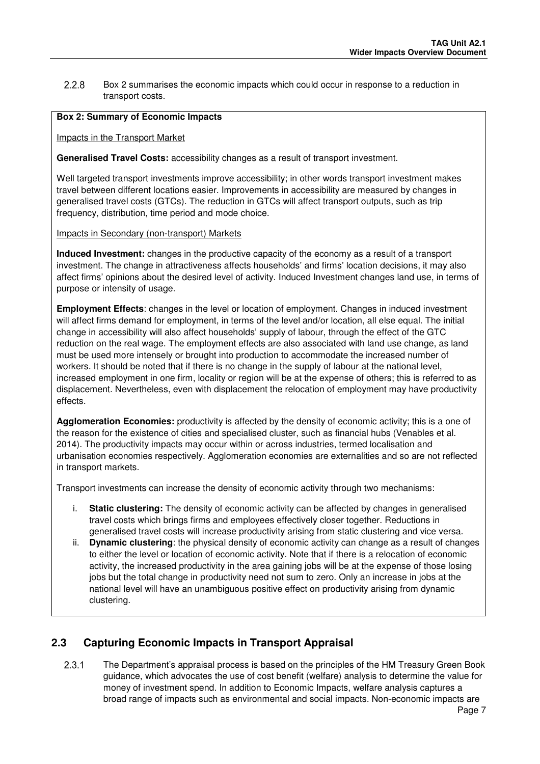2.2.8 Box 2 summarises the economic impacts which could occur in response to a reduction in transport costs.

**Box 2: Summary of Economic Impacts**

Impacts in the Transport Market

**Generalised Travel Costs:** accessibility changes as a result of transport investment.

Well targeted transport investments improve accessibility; in other words transport investment makes travel between different locations easier. Improvements in accessibility are measured by changes in generalised travel costs (GTCs). The reduction in GTCs will affect transport outputs, such as trip frequency, distribution, time period and mode choice.

Impacts in Secondary (non-transport) Markets

**Induced Investment:** changes in the productive capacity of the economy as a result of a transport investment. The change in attractiveness affects households' and firms' location decisions, it may also affect firms' opinions about the desired level of activity. Induced Investment changes land use, in terms of purpose or intensity of usage.

**Employment Effects**: changes in the level or location of employment. Changes in induced investment will affect firms demand for employment, in terms of the level and/or location, all else equal. The initial change in accessibility will also affect households' supply of labour, through the effect of the GTC reduction on the real wage. The employment effects are also associated with land use change, as land must be used more intensely or brought into production to accommodate the increased number of workers. It should be noted that if there is no change in the supply of labour at the national level, increased employment in one firm, locality or region will be at the expense of others; this is referred to as displacement. Nevertheless, even with displacement the relocation of employment may have productivity effects.

**Agglomeration Economies:** productivity is affected by the density of economic activity; this is a one of the reason for the existence of cities and specialised cluster, such as financial hubs (Venables et al. 2014). The productivity impacts may occur within or across industries, termed localisation and urbanisation economies respectively. Agglomeration economies are externalities and so are not reflected in transport markets.

Transport investments can increase the density of economic activity through two mechanisms:

i. **Static clustering:** The density of economic activity can be affected by changes in generalised travel costs which brings firms and employees effectively closer together. Reductions in generalised travel costs will increase productivity arising from static clustering and vice versa.
ii. **Dynamic clustering**: the physical density of economic activity can change as a result of changes to either the level or location of economic activity. Note that if there is a relocation of economic activity, the increased productivity in the area gaining jobs will be at the expense of those losing jobs but the total change in productivity need not sum to zero. Only an increase in jobs at the national level will have an unambiguous positive effect on productivity arising from dynamic clustering.

## 2.3 Capturing Economic Impacts in Transport Appraisal

2.3.1 The Department's appraisal process is based on the principles of the HM Treasury Green Book guidance, which advocates the use of cost benefit (welfare) analysis to determine the value for money of investment spend. In addition to Economic Impacts, welfare analysis captures a broad range of impacts such as environmental and social impacts. Non-economic impacts are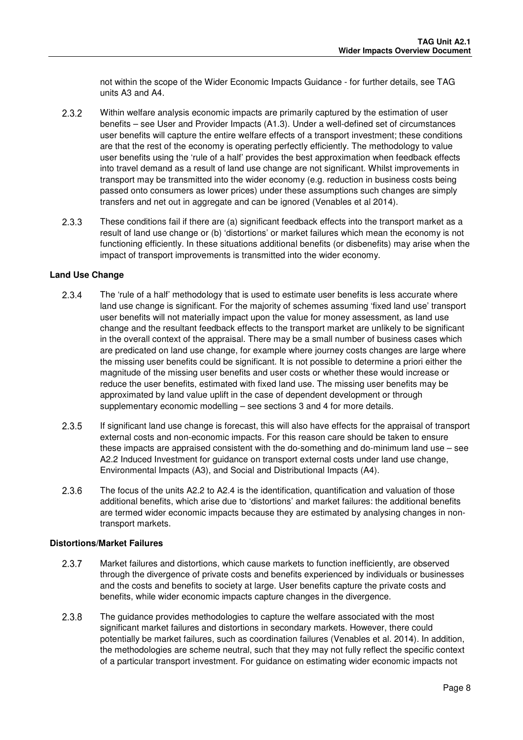not within the scope of the Wider Economic Impacts Guidance - for further details, see TAG units A3 and A4.

2.3.2 Within welfare analysis economic impacts are primarily captured by the estimation of user benefits – see User and Provider Impacts (A1.3). Under a well-defined set of circumstances user benefits will capture the entire welfare effects of a transport investment; these conditions are that the rest of the economy is operating perfectly efficiently. The methodology to value user benefits using the 'rule of a half' provides the best approximation when feedback effects into travel demand as a result of land use change are not significant. Whilst improvements in transport may be transmitted into the wider economy (e.g. reduction in business costs being passed onto consumers as lower prices) under these assumptions such changes are simply transfers and net out in aggregate and can be ignored (Venables et al 2014).

2.3.3 These conditions fail if there are (a) significant feedback effects into the transport market as a result of land use change or (b) 'distortions' or market failures which mean the economy is not functioning efficiently. In these situations additional benefits (or disbenefits) may arise when the impact of transport improvements is transmitted into the wider economy.

**Land Use Change**

2.3.4 The 'rule of a half' methodology that is used to estimate user benefits is less accurate where land use change is significant. For the majority of schemes assuming 'fixed land use' transport user benefits will not materially impact upon the value for money assessment, as land use change and the resultant feedback effects to the transport market are unlikely to be significant in the overall context of the appraisal. There may be a small number of business cases which are predicated on land use change, for example where journey costs changes are large where the missing user benefits could be significant. It is not possible to determine a priori either the magnitude of the missing user benefits and user costs or whether these would increase or reduce the user benefits, estimated with fixed land use. The missing user benefits may be approximated by land value uplift in the case of dependent development or through supplementary economic modelling – see sections 3 and 4 for more details.

2.3.5 If significant land use change is forecast, this will also have effects for the appraisal of transport external costs and non-economic impacts. For this reason care should be taken to ensure these impacts are appraised consistent with the do-something and do-minimum land use – see A2.2 Induced Investment for guidance on transport external costs under land use change, Environmental Impacts (A3), and Social and Distributional Impacts (A4).

2.3.6 The focus of the units A2.2 to A2.4 is the identification, quantification and valuation of those additional benefits, which arise due to 'distortions' and market failures: the additional benefits are termed wider economic impacts because they are estimated by analysing changes in non-transport markets.

**Distortions/Market Failures**

2.3.7 Market failures and distortions, which cause markets to function inefficiently, are observed through the divergence of private costs and benefits experienced by individuals or businesses and the costs and benefits to society at large. User benefits capture the private costs and benefits, while wider economic impacts capture changes in the divergence.

2.3.8 The guidance provides methodologies to capture the welfare associated with the most significant market failures and distortions in secondary markets. However, there could potentially be market failures, such as coordination failures (Venables et al. 2014). In addition, the methodologies are scheme neutral, such that they may not fully reflect the specific context of a particular transport investment. For guidance on estimating wider economic impacts not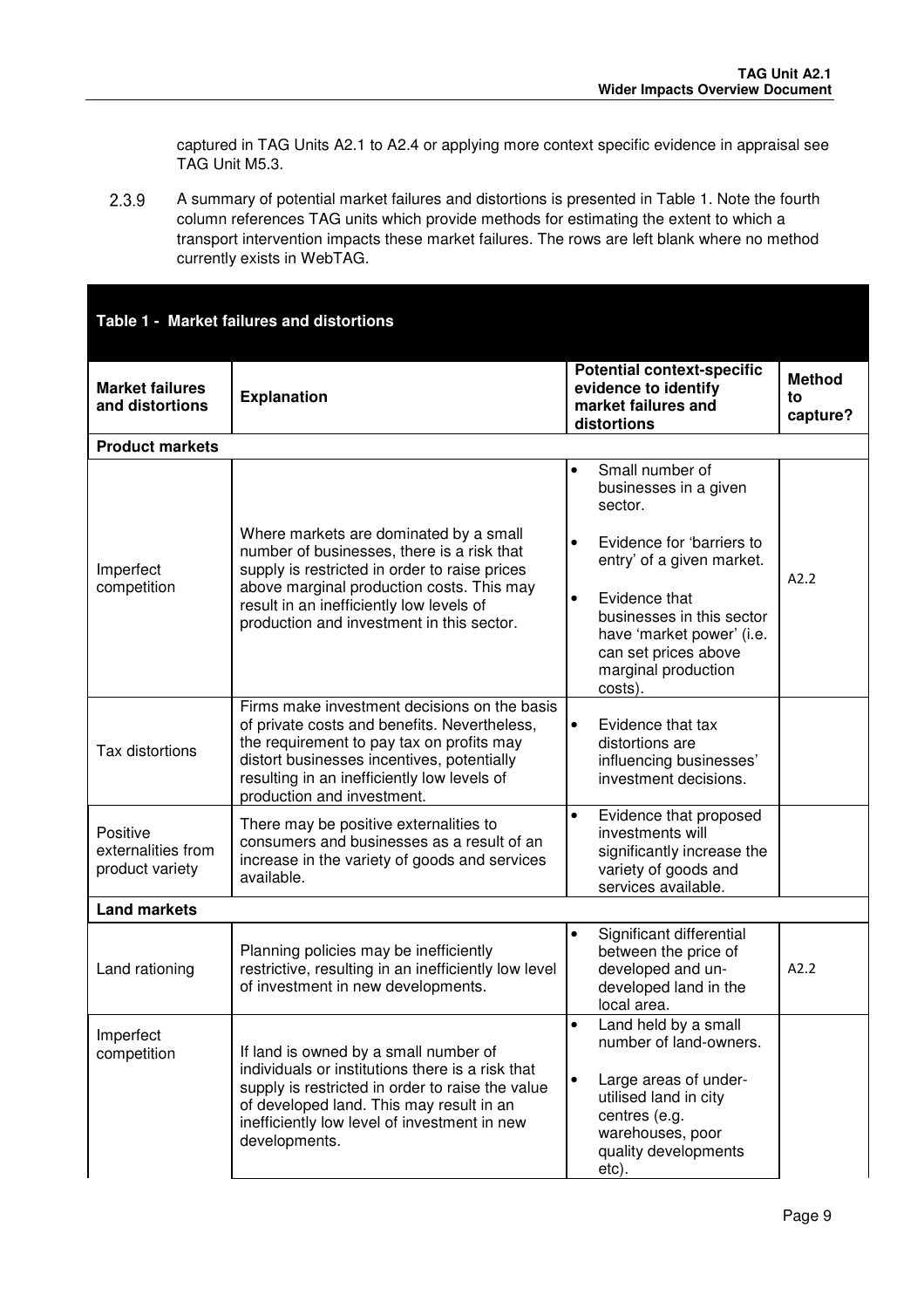captured in TAG Units A2.1 to A2.4 or applying more context specific evidence in appraisal see TAG Unit M5.3.

2.3.9 A summary of potential market failures and distortions is presented in Table 1. Note the fourth column references TAG units which provide methods for estimating the extent to which a transport intervention impacts these market failures. The rows are left blank where no method currently exists in WebTAG.

**Table 1 - Market failures and distortions**

| Market failures and distortions | Explanation | Potential context-specific evidence to identify market failures and distortions | Method to capture? |
|---|---|---|---|
| **Product markets** | | | |
| Imperfect competition | Where markets are dominated by a small number of businesses, there is a risk that supply is restricted in order to raise prices above marginal production costs. This may result in an inefficiently low levels of production and investment in this sector. | • Small number of businesses in a given sector.<br>• Evidence for 'barriers to entry' of a given market.<br>• Evidence that businesses in this sector have 'market power' (i.e. can set prices above marginal production costs). | A2.2 |
| Tax distortions | Firms make investment decisions on the basis of private costs and benefits. Nevertheless, the requirement to pay tax on profits may distort businesses incentives, potentially resulting in an inefficiently low levels of production and investment. | • Evidence that tax distortions are influencing businesses' investment decisions. | |
| Positive externalities from product variety | There may be positive externalities to consumers and businesses as a result of an increase in the variety of goods and services available. | • Evidence that proposed investments will significantly increase the variety of goods and services available. | |
| **Land markets** | | | |
| Land rationing | Planning policies may be inefficiently restrictive, resulting in an inefficiently low level of investment in new developments. | • Significant differential between the price of developed and un-developed land in the local area. | A2.2 |
| Imperfect competition | If land is owned by a small number of individuals or institutions there is a risk that supply is restricted in order to raise the value of developed land. This may result in an inefficiently low level of investment in new developments. | • Land held by a small number of land-owners.<br>• Large areas of under-utilised land in city centres (e.g. warehouses, poor quality developments etc). | |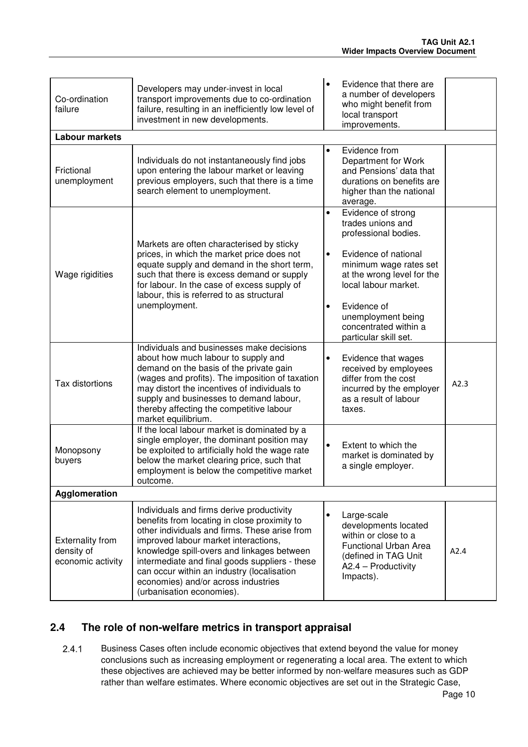| | | | |
|---|---|---|---|
| Co-ordination failure | Developers may under-invest in local transport improvements due to co-ordination failure, resulting in an inefficiently low level of investment in new developments. | • Evidence that there are a number of developers who might benefit from local transport improvements. | |
| **Labour markets** | | | |
| Frictional unemployment | Individuals do not instantaneously find jobs upon entering the labour market or leaving previous employers, such that there is a time search element to unemployment. | • Evidence from Department for Work and Pensions' data that durations on benefits are higher than the national average. | |
| Wage rigidities | Markets are often characterised by sticky prices, in which the market price does not equate supply and demand in the short term, such that there is excess demand or supply for labour. In the case of excess supply of labour, this is referred to as structural unemployment. | • Evidence of strong trades unions and professional bodies.<br>• Evidence of national minimum wage rates set at the wrong level for the local labour market.<br>• Evidence of unemployment being concentrated within a particular skill set. | |
| Tax distortions | Individuals and businesses make decisions about how much labour to supply and demand on the basis of the private gain (wages and profits). The imposition of taxation may distort the incentives of individuals to supply and businesses to demand labour, thereby affecting the competitive labour market equilibrium. | • Evidence that wages received by employees differ from the cost incurred by the employer as a result of labour taxes. | A2.3 |
| Monopsony buyers | If the local labour market is dominated by a single employer, the dominant position may be exploited to artificially hold the wage rate below the market clearing price, such that employment is below the competitive market outcome. | • Extent to which the market is dominated by a single employer. | |
| **Agglomeration** | | | |
| Externality from density of economic activity | Individuals and firms derive productivity benefits from locating in close proximity to other individuals and firms. These arise from improved labour market interactions, knowledge spill-overs and linkages between intermediate and final goods suppliers - these can occur within an industry (localisation economies) and/or across industries (urbanisation economies). | • Large-scale developments located within or close to a Functional Urban Area (defined in TAG Unit A2.4 – Productivity Impacts). | A2.4 |

## 2.4 The role of non-welfare metrics in transport appraisal

2.4.1 Business Cases often include economic objectives that extend beyond the value for money conclusions such as increasing employment or regenerating a local area. The extent to which these objectives are achieved may be better informed by non-welfare measures such as GDP rather than welfare estimates. Where economic objectives are set out in the Strategic Case,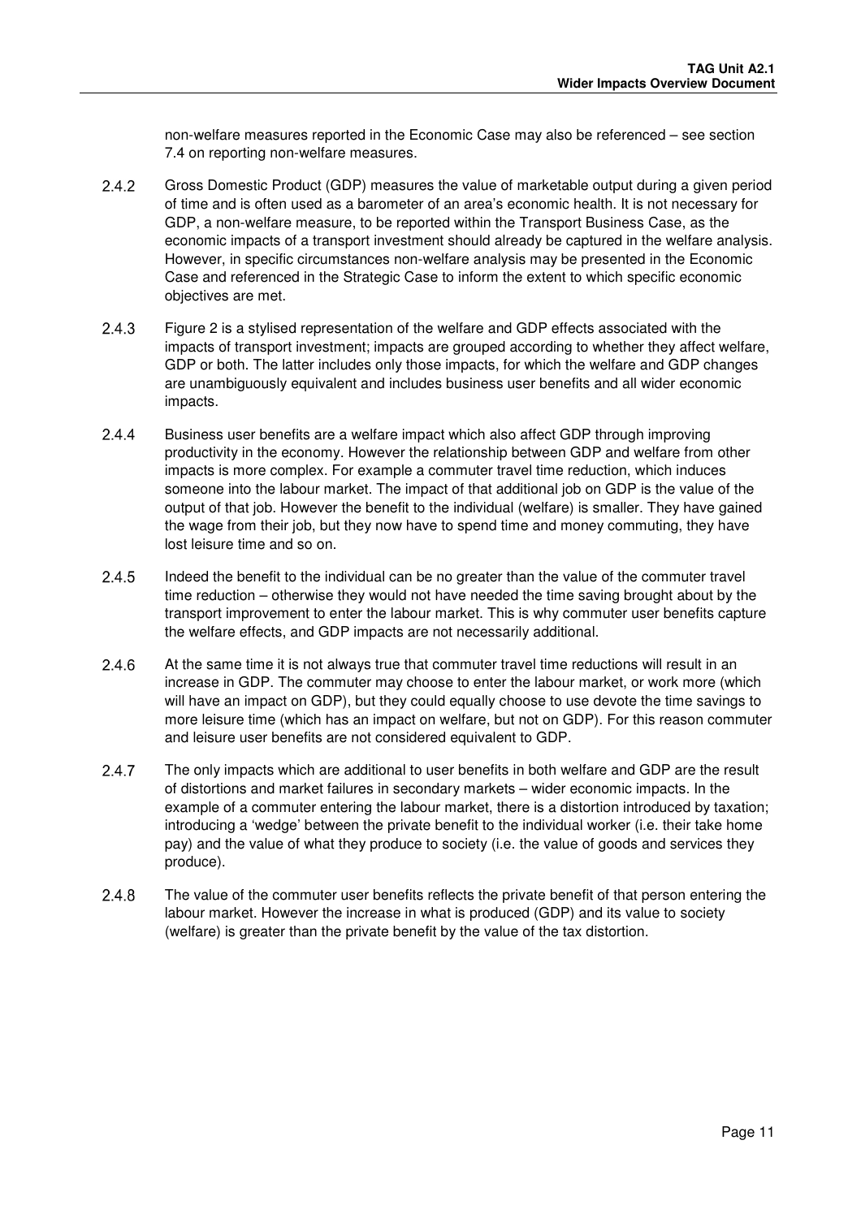non-welfare measures reported in the Economic Case may also be referenced – see section 7.4 on reporting non-welfare measures.

2.4.2 Gross Domestic Product (GDP) measures the value of marketable output during a given period of time and is often used as a barometer of an area's economic health. It is not necessary for GDP, a non-welfare measure, to be reported within the Transport Business Case, as the economic impacts of a transport investment should already be captured in the welfare analysis. However, in specific circumstances non-welfare analysis may be presented in the Economic Case and referenced in the Strategic Case to inform the extent to which specific economic objectives are met.

2.4.3 Figure 2 is a stylised representation of the welfare and GDP effects associated with the impacts of transport investment; impacts are grouped according to whether they affect welfare, GDP or both. The latter includes only those impacts, for which the welfare and GDP changes are unambiguously equivalent and includes business user benefits and all wider economic impacts.

2.4.4 Business user benefits are a welfare impact which also affect GDP through improving productivity in the economy. However the relationship between GDP and welfare from other impacts is more complex. For example a commuter travel time reduction, which induces someone into the labour market. The impact of that additional job on GDP is the value of the output of that job. However the benefit to the individual (welfare) is smaller. They have gained the wage from their job, but they now have to spend time and money commuting, they have lost leisure time and so on.

2.4.5 Indeed the benefit to the individual can be no greater than the value of the commuter travel time reduction – otherwise they would not have needed the time saving brought about by the transport improvement to enter the labour market. This is why commuter user benefits capture the welfare effects, and GDP impacts are not necessarily additional.

2.4.6 At the same time it is not always true that commuter travel time reductions will result in an increase in GDP. The commuter may choose to enter the labour market, or work more (which will have an impact on GDP), but they could equally choose to use devote the time savings to more leisure time (which has an impact on welfare, but not on GDP). For this reason commuter and leisure user benefits are not considered equivalent to GDP.

2.4.7 The only impacts which are additional to user benefits in both welfare and GDP are the result of distortions and market failures in secondary markets – wider economic impacts. In the example of a commuter entering the labour market, there is a distortion introduced by taxation; introducing a 'wedge' between the private benefit to the individual worker (i.e. their take home pay) and the value of what they produce to society (i.e. the value of goods and services they produce).

2.4.8 The value of the commuter user benefits reflects the private benefit of that person entering the labour market. However the increase in what is produced (GDP) and its value to society (welfare) is greater than the private benefit by the value of the tax distortion.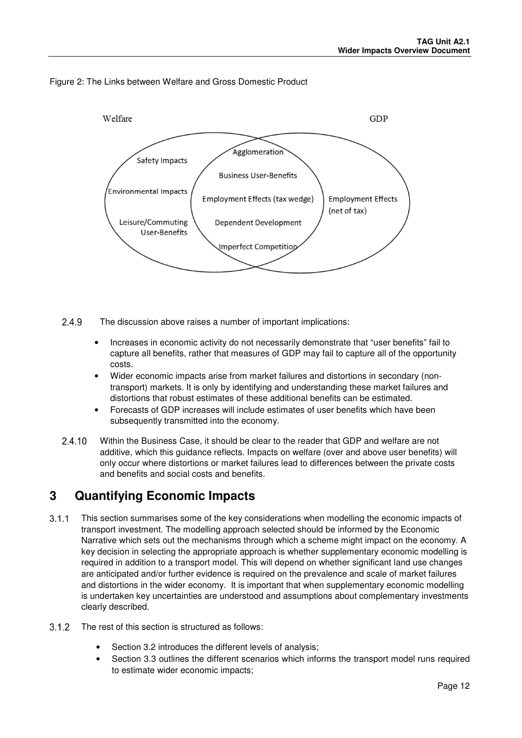Figure 2: The Links between Welfare and Gross Domestic Product

Welfare

GDP

Safety Impacts

Environmental Impacts

Leisure/Commuting User-Benefits

Agglomeration

Business User-Benefits

Employment Effects (tax wedge)

Dependent Development

Imperfect Competition

Employment Effects (net of tax)

2.4.9 The discussion above raises a number of important implications:

- Increases in economic activity do not necessarily demonstrate that "user benefits" fail to capture all benefits, rather that measures of GDP may fail to capture all of the opportunity costs.
- Wider economic impacts arise from market failures and distortions in secondary (non-transport) markets. It is only by identifying and understanding these market failures and distortions that robust estimates of these additional benefits can be estimated.
- Forecasts of GDP increases will include estimates of user benefits which have been subsequently transmitted into the economy.

2.4.10 Within the Business Case, it should be clear to the reader that GDP and welfare are not additive, which this guidance reflects. Impacts on welfare (over and above user benefits) will only occur where distortions or market failures lead to differences between the private costs and benefits and social costs and benefits.

# 3 Quantifying Economic Impacts

3.1.1 This section summarises some of the key considerations when modelling the economic impacts of transport investment. The modelling approach selected should be informed by the Economic Narrative which sets out the mechanisms through which a scheme might impact on the economy. A key decision in selecting the appropriate approach is whether supplementary economic modelling is required in addition to a transport model. This will depend on whether significant land use changes are anticipated and/or further evidence is required on the prevalence and scale of market failures and distortions in the wider economy. It is important that when supplementary economic modelling is undertaken key uncertainties are understood and assumptions about complementary investments clearly described.

3.1.2 The rest of this section is structured as follows:

- Section 3.2 introduces the different levels of analysis;
- Section 3.3 outlines the different scenarios which informs the transport model runs required to estimate wider economic impacts;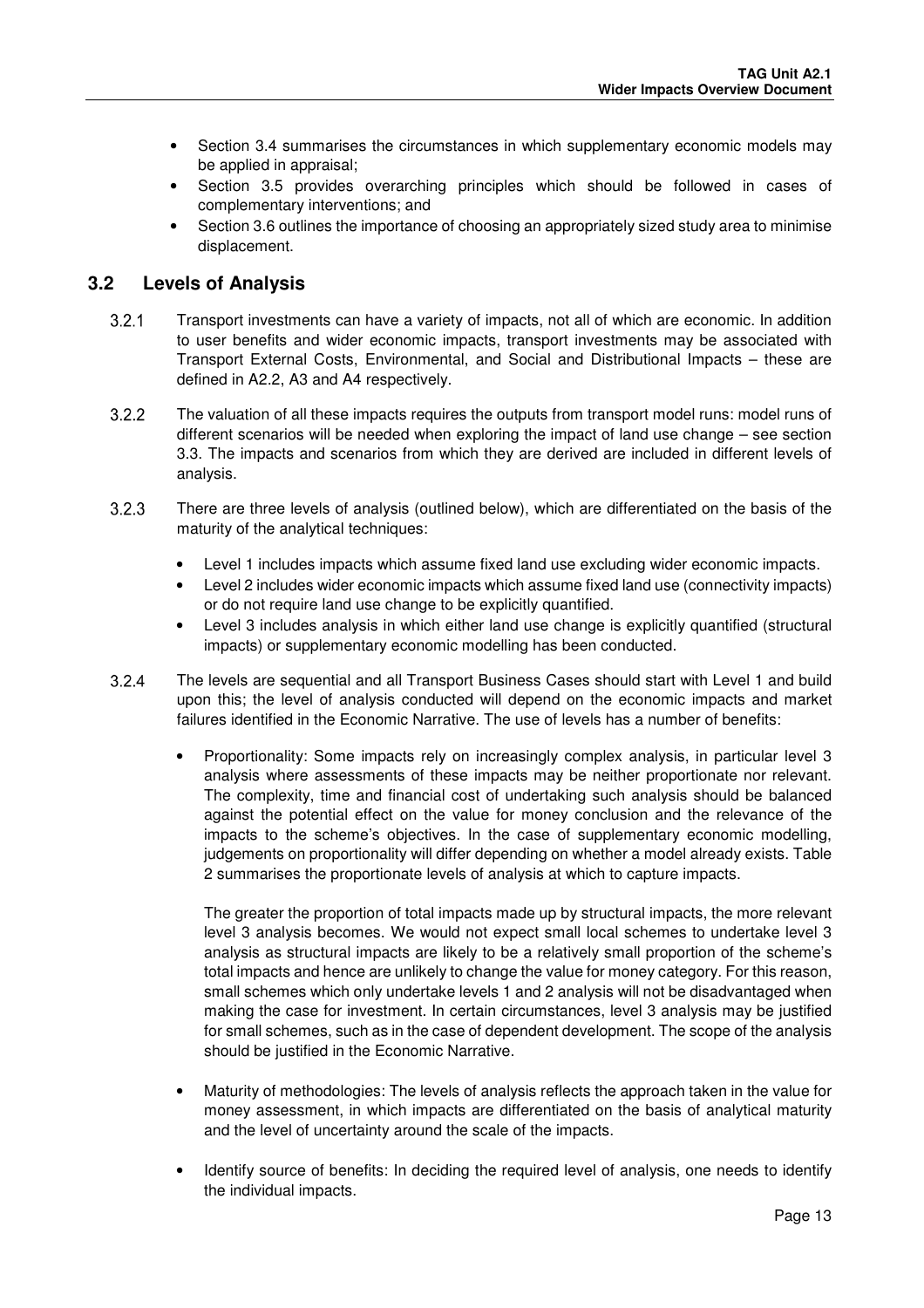- Section 3.4 summarises the circumstances in which supplementary economic models may be applied in appraisal;
- Section 3.5 provides overarching principles which should be followed in cases of complementary interventions; and
- Section 3.6 outlines the importance of choosing an appropriately sized study area to minimise displacement.

## 3.2 Levels of Analysis

3.2.1 Transport investments can have a variety of impacts, not all of which are economic. In addition to user benefits and wider economic impacts, transport investments may be associated with Transport External Costs, Environmental, and Social and Distributional Impacts – these are defined in A2.2, A3 and A4 respectively.

3.2.2 The valuation of all these impacts requires the outputs from transport model runs: model runs of different scenarios will be needed when exploring the impact of land use change – see section 3.3. The impacts and scenarios from which they are derived are included in different levels of analysis.

3.2.3 There are three levels of analysis (outlined below), which are differentiated on the basis of the maturity of the analytical techniques:

- Level 1 includes impacts which assume fixed land use excluding wider economic impacts.
- Level 2 includes wider economic impacts which assume fixed land use (connectivity impacts) or do not require land use change to be explicitly quantified.
- Level 3 includes analysis in which either land use change is explicitly quantified (structural impacts) or supplementary economic modelling has been conducted.

3.2.4 The levels are sequential and all Transport Business Cases should start with Level 1 and build upon this; the level of analysis conducted will depend on the economic impacts and market failures identified in the Economic Narrative. The use of levels has a number of benefits:

- Proportionality: Some impacts rely on increasingly complex analysis, in particular level 3 analysis where assessments of these impacts may be neither proportionate nor relevant. The complexity, time and financial cost of undertaking such analysis should be balanced against the potential effect on the value for money conclusion and the relevance of the impacts to the scheme's objectives. In the case of supplementary economic modelling, judgements on proportionality will differ depending on whether a model already exists. Table 2 summarises the proportionate levels of analysis at which to capture impacts.

  The greater the proportion of total impacts made up by structural impacts, the more relevant level 3 analysis becomes. We would not expect small local schemes to undertake level 3 analysis as structural impacts are likely to be a relatively small proportion of the scheme's total impacts and hence are unlikely to change the value for money category. For this reason, small schemes which only undertake levels 1 and 2 analysis will not be disadvantaged when making the case for investment. In certain circumstances, level 3 analysis may be justified for small schemes, such as in the case of dependent development. The scope of the analysis should be justified in the Economic Narrative.

- Maturity of methodologies: The levels of analysis reflects the approach taken in the value for money assessment, in which impacts are differentiated on the basis of analytical maturity and the level of uncertainty around the scale of the impacts.

- Identify source of benefits: In deciding the required level of analysis, one needs to identify the individual impacts.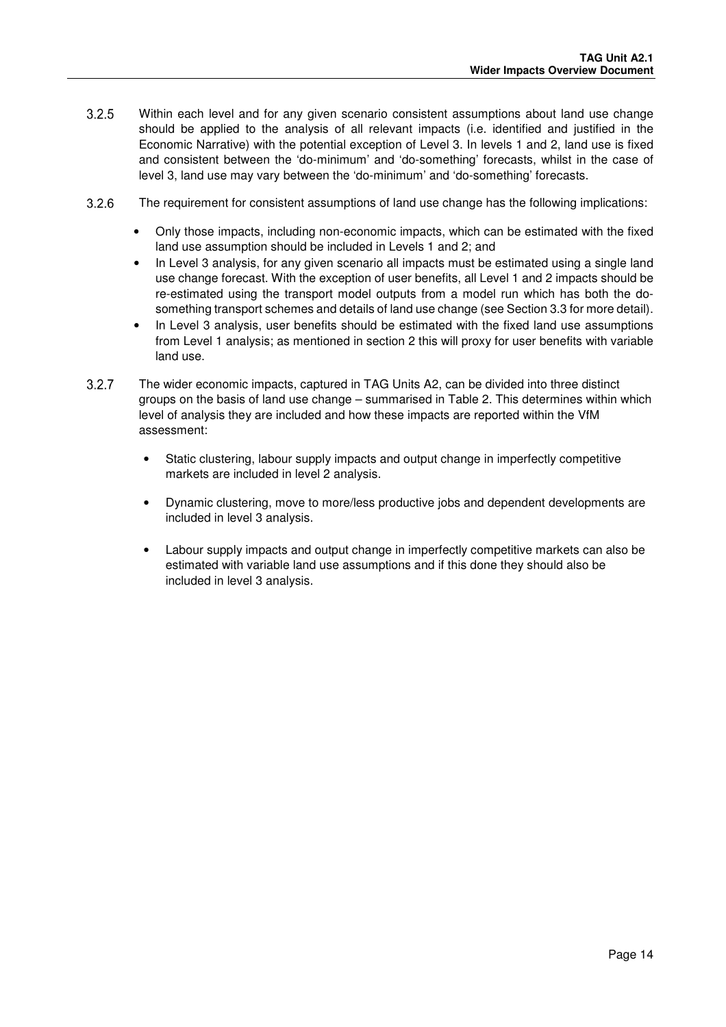3.2.5 Within each level and for any given scenario consistent assumptions about land use change should be applied to the analysis of all relevant impacts (i.e. identified and justified in the Economic Narrative) with the potential exception of Level 3. In levels 1 and 2, land use is fixed and consistent between the 'do-minimum' and 'do-something' forecasts, whilst in the case of level 3, land use may vary between the 'do-minimum' and 'do-something' forecasts.

3.2.6 The requirement for consistent assumptions of land use change has the following implications:

- Only those impacts, including non-economic impacts, which can be estimated with the fixed land use assumption should be included in Levels 1 and 2; and
- In Level 3 analysis, for any given scenario all impacts must be estimated using a single land use change forecast. With the exception of user benefits, all Level 1 and 2 impacts should be re-estimated using the transport model outputs from a model run which has both the do-something transport schemes and details of land use change (see Section 3.3 for more detail).
- In Level 3 analysis, user benefits should be estimated with the fixed land use assumptions from Level 1 analysis; as mentioned in section 2 this will proxy for user benefits with variable land use.

3.2.7 The wider economic impacts, captured in TAG Units A2, can be divided into three distinct groups on the basis of land use change – summarised in Table 2. This determines within which level of analysis they are included and how these impacts are reported within the VfM assessment:

- Static clustering, labour supply impacts and output change in imperfectly competitive markets are included in level 2 analysis.
- Dynamic clustering, move to more/less productive jobs and dependent developments are included in level 3 analysis.
- Labour supply impacts and output change in imperfectly competitive markets can also be estimated with variable land use assumptions and if this done they should also be included in level 3 analysis.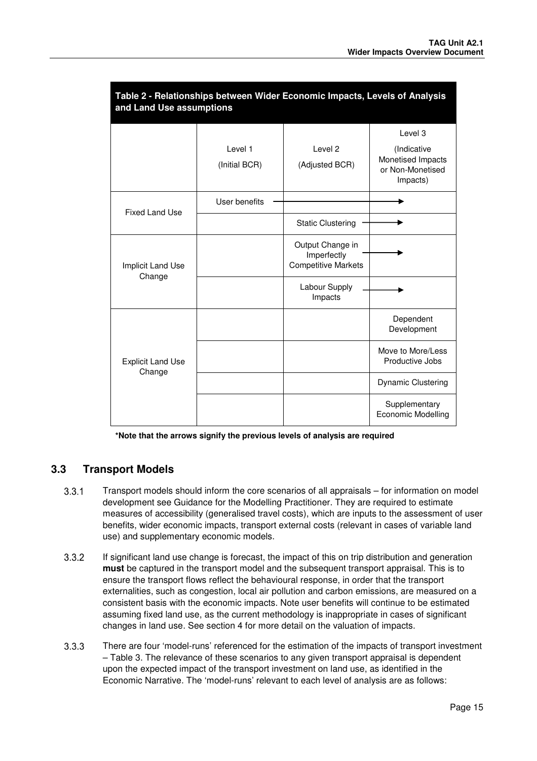**Table 2 - Relationships between Wider Economic Impacts, Levels of Analysis and Land Use assumptions**

| | Level 1 (Initial BCR) | Level 2 (Adjusted BCR) | Level 3 (Indicative Monetised Impacts or Non-Monetised Impacts) |
|---|---|---|---|
| Fixed Land Use | User benefits → | → | → |
| | | Static Clustering → | → |
| Implicit Land Use Change | | Output Change in Imperfectly Competitive Markets → | → |
| | | Labour Supply Impacts → | → |
| Explicit Land Use Change | | | Dependent Development |
| | | | Move to More/Less Productive Jobs |
| | | | Dynamic Clustering |
| | | | Supplementary Economic Modelling |

**\*Note that the arrows signify the previous levels of analysis are required**

## 3.3 Transport Models

3.3.1 Transport models should inform the core scenarios of all appraisals – for information on model development see Guidance for the Modelling Practitioner. They are required to estimate measures of accessibility (generalised travel costs), which are inputs to the assessment of user benefits, wider economic impacts, transport external costs (relevant in cases of variable land use) and supplementary economic models.

3.3.2 If significant land use change is forecast, the impact of this on trip distribution and generation **must** be captured in the transport model and the subsequent transport appraisal. This is to ensure the transport flows reflect the behavioural response, in order that the transport externalities, such as congestion, local air pollution and carbon emissions, are measured on a consistent basis with the economic impacts. Note user benefits will continue to be estimated assuming fixed land use, as the current methodology is inappropriate in cases of significant changes in land use. See section 4 for more detail on the valuation of impacts.

3.3.3 There are four 'model-runs' referenced for the estimation of the impacts of transport investment – Table 3. The relevance of these scenarios to any given transport appraisal is dependent upon the expected impact of the transport investment on land use, as identified in the Economic Narrative. The 'model-runs' relevant to each level of analysis are as follows: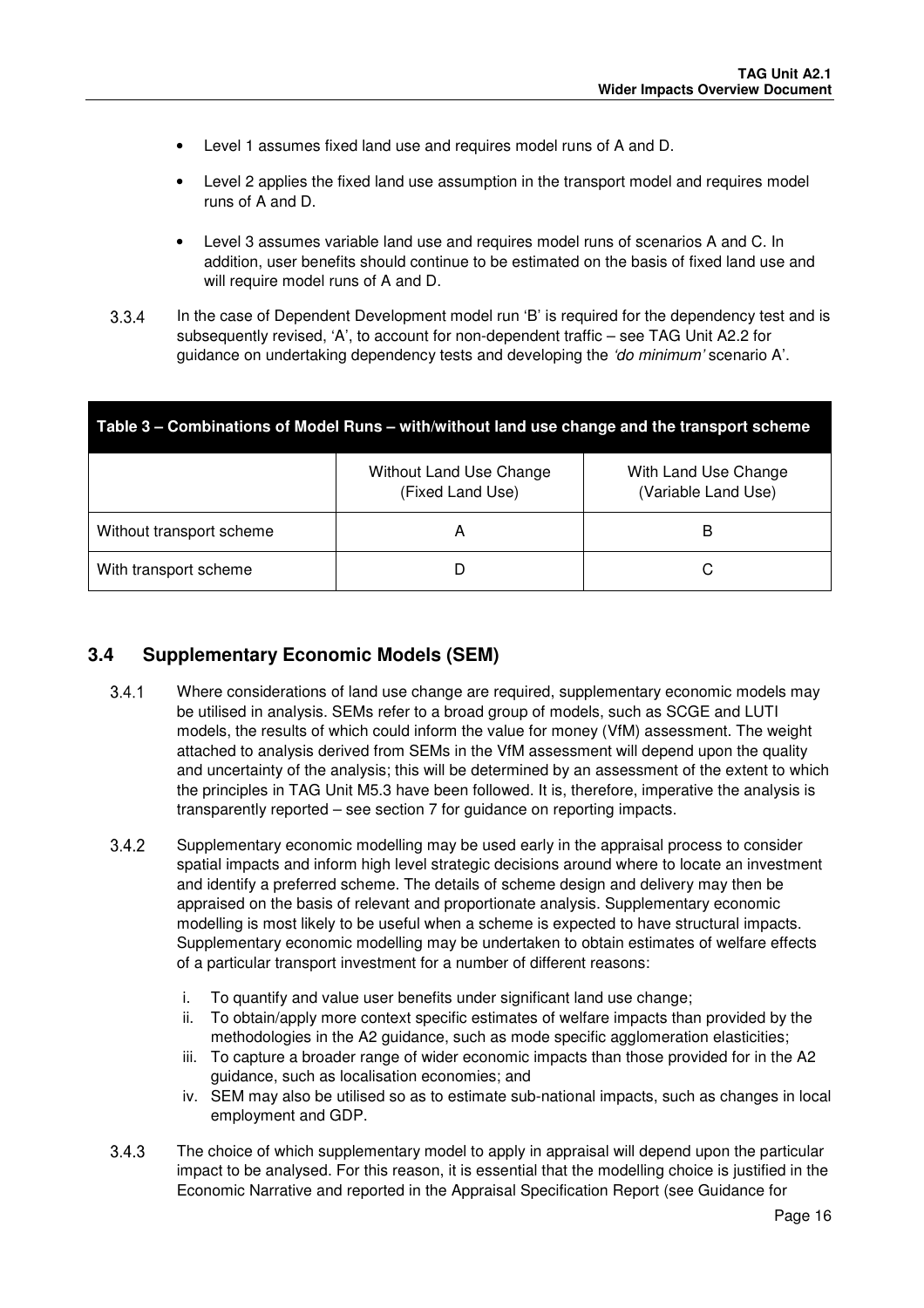- Level 1 assumes fixed land use and requires model runs of A and D.
- Level 2 applies the fixed land use assumption in the transport model and requires model runs of A and D.
- Level 3 assumes variable land use and requires model runs of scenarios A and C. In addition, user benefits should continue to be estimated on the basis of fixed land use and will require model runs of A and D.

3.3.4 In the case of Dependent Development model run 'B' is required for the dependency test and is subsequently revised, 'A', to account for non-dependent traffic – see TAG Unit A2.2 for guidance on undertaking dependency tests and developing the *'do minimum'* scenario A'.

**Table 3 – Combinations of Model Runs – with/without land use change and the transport scheme**

| | Without Land Use Change (Fixed Land Use) | With Land Use Change (Variable Land Use) |
|---|---|---|
| Without transport scheme | A | B |
| With transport scheme | D | C |

## 3.4 Supplementary Economic Models (SEM)

3.4.1 Where considerations of land use change are required, supplementary economic models may be utilised in analysis. SEMs refer to a broad group of models, such as SCGE and LUTI models, the results of which could inform the value for money (VfM) assessment. The weight attached to analysis derived from SEMs in the VfM assessment will depend upon the quality and uncertainty of the analysis; this will be determined by an assessment of the extent to which the principles in TAG Unit M5.3 have been followed. It is, therefore, imperative the analysis is transparently reported – see section 7 for guidance on reporting impacts.

3.4.2 Supplementary economic modelling may be used early in the appraisal process to consider spatial impacts and inform high level strategic decisions around where to locate an investment and identify a preferred scheme. The details of scheme design and delivery may then be appraised on the basis of relevant and proportionate analysis. Supplementary economic modelling is most likely to be useful when a scheme is expected to have structural impacts. Supplementary economic modelling may be undertaken to obtain estimates of welfare effects of a particular transport investment for a number of different reasons:

i. To quantify and value user benefits under significant land use change;
ii. To obtain/apply more context specific estimates of welfare impacts than provided by the methodologies in the A2 guidance, such as mode specific agglomeration elasticities;
iii. To capture a broader range of wider economic impacts than those provided for in the A2 guidance, such as localisation economies; and
iv. SEM may also be utilised so as to estimate sub-national impacts, such as changes in local employment and GDP.

3.4.3 The choice of which supplementary model to apply in appraisal will depend upon the particular impact to be analysed. For this reason, it is essential that the modelling choice is justified in the Economic Narrative and reported in the Appraisal Specification Report (see Guidance for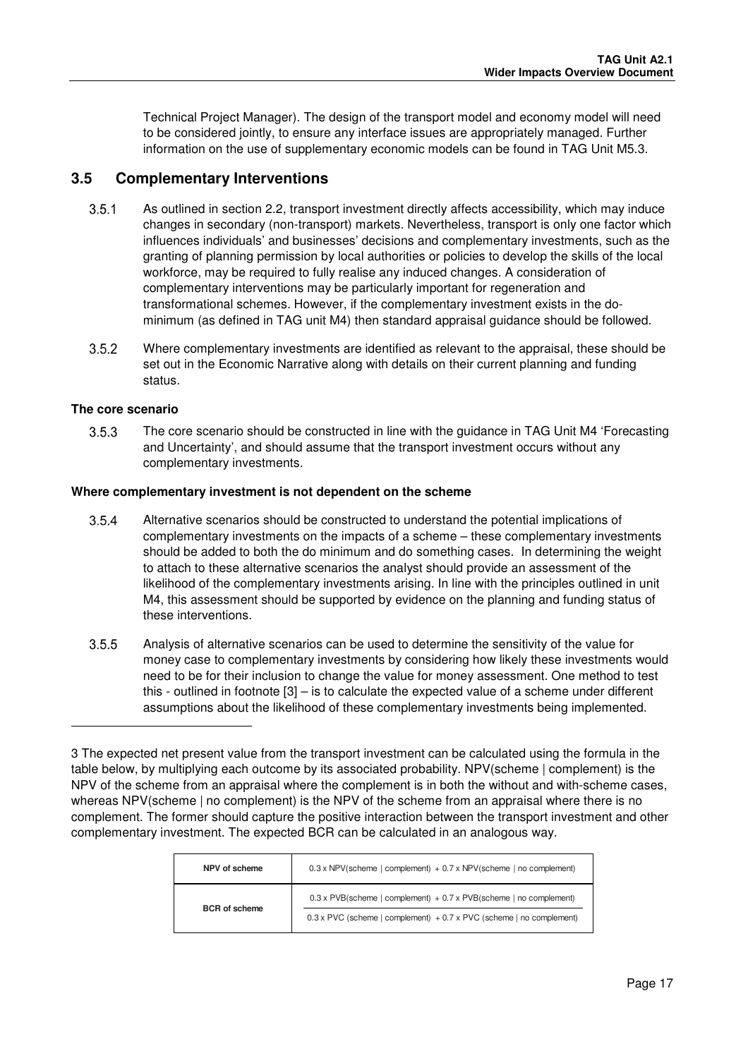Technical Project Manager). The design of the transport model and economy model will need to be considered jointly, to ensure any interface issues are appropriately managed. Further information on the use of supplementary economic models can be found in TAG Unit M5.3.

## 3.5 Complementary Interventions

3.5.1 As outlined in section 2.2, transport investment directly affects accessibility, which may induce changes in secondary (non-transport) markets. Nevertheless, transport is only one factor which influences individuals' and businesses' decisions and complementary investments, such as the granting of planning permission by local authorities or policies to develop the skills of the local workforce, may be required to fully realise any induced changes. A consideration of complementary interventions may be particularly important for regeneration and transformational schemes. However, if the complementary investment exists in the do-minimum (as defined in TAG unit M4) then standard appraisal guidance should be followed.

3.5.2 Where complementary investments are identified as relevant to the appraisal, these should be set out in the Economic Narrative along with details on their current planning and funding status.

**The core scenario**

3.5.3 The core scenario should be constructed in line with the guidance in TAG Unit M4 'Forecasting and Uncertainty', and should assume that the transport investment occurs without any complementary investments.

**Where complementary investment is not dependent on the scheme**

3.5.4 Alternative scenarios should be constructed to understand the potential implications of complementary investments on the impacts of a scheme – these complementary investments should be added to both the do minimum and do something cases. In determining the weight to attach to these alternative scenarios the analyst should provide an assessment of the likelihood of the complementary investments arising. In line with the principles outlined in unit M4, this assessment should be supported by evidence on the planning and funding status of these interventions.

3.5.5 Analysis of alternative scenarios can be used to determine the sensitivity of the value for money case to complementary investments by considering how likely these investments would need to be for their inclusion to change the value for money assessment. One method to test this - outlined in footnote [3] – is to calculate the expected value of a scheme under different assumptions about the likelihood of these complementary investments being implemented.

---

3 The expected net present value from the transport investment can be calculated using the formula in the table below, by multiplying each outcome by its associated probability. NPV(scheme | complement) is the NPV of the scheme from an appraisal where the complement is in both the without and with-scheme cases, whereas NPV(scheme | no complement) is the NPV of the scheme from an appraisal where there is no complement. The former should capture the positive interaction between the transport investment and other complementary investment. The expected BCR can be calculated in an analogous way.

| NPV of scheme | 0.3 x NPV(scheme \| complement) + 0.7 x NPV(scheme \| no complement) |
|---|---|
| BCR of scheme | $\dfrac{0.3 \times PVB(\text{scheme} \mid \text{complement}) + 0.7 \times PVB(\text{scheme} \mid \text{no complement})}{0.3 \times PVC(\text{scheme} \mid \text{complement}) + 0.7 \times PVC(\text{scheme} \mid \text{no complement})}$ |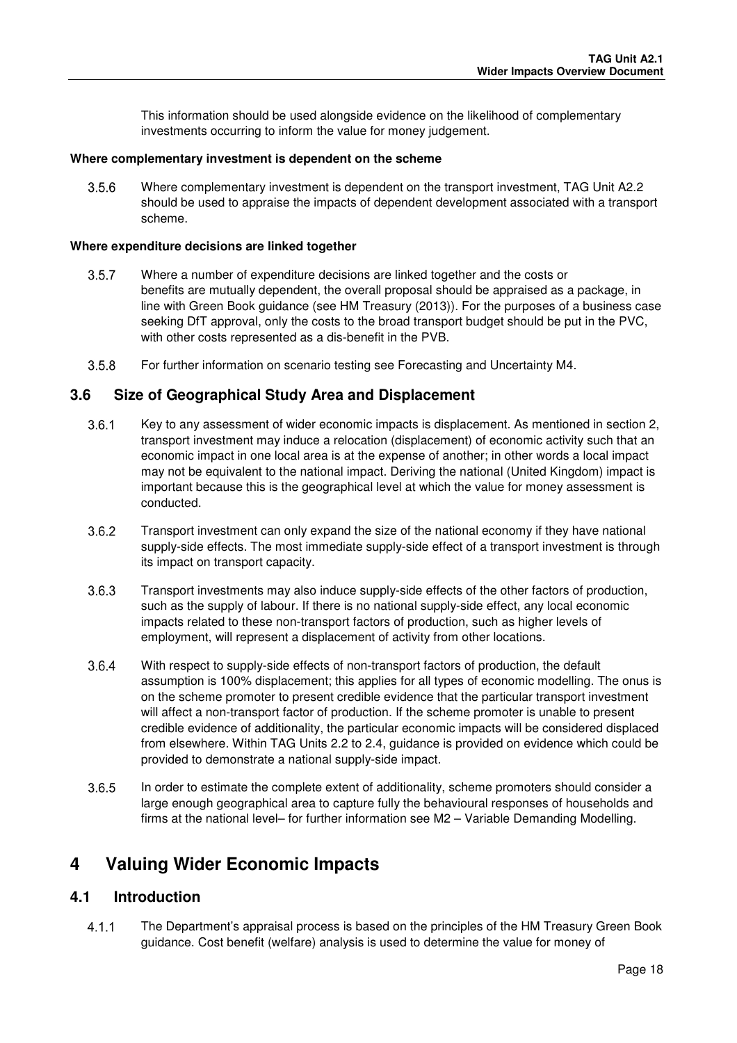This information should be used alongside evidence on the likelihood of complementary investments occurring to inform the value for money judgement.

**Where complementary investment is dependent on the scheme**

3.5.6 Where complementary investment is dependent on the transport investment, TAG Unit A2.2 should be used to appraise the impacts of dependent development associated with a transport scheme.

**Where expenditure decisions are linked together**

3.5.7 Where a number of expenditure decisions are linked together and the costs or benefits are mutually dependent, the overall proposal should be appraised as a package, in line with Green Book guidance (see HM Treasury (2013)). For the purposes of a business case seeking DfT approval, only the costs to the broad transport budget should be put in the PVC, with other costs represented as a dis-benefit in the PVB.

3.5.8 For further information on scenario testing see Forecasting and Uncertainty M4.

## 3.6 Size of Geographical Study Area and Displacement

3.6.1 Key to any assessment of wider economic impacts is displacement. As mentioned in section 2, transport investment may induce a relocation (displacement) of economic activity such that an economic impact in one local area is at the expense of another; in other words a local impact may not be equivalent to the national impact. Deriving the national (United Kingdom) impact is important because this is the geographical level at which the value for money assessment is conducted.

3.6.2 Transport investment can only expand the size of the national economy if they have national supply-side effects. The most immediate supply-side effect of a transport investment is through its impact on transport capacity.

3.6.3 Transport investments may also induce supply-side effects of the other factors of production, such as the supply of labour. If there is no national supply-side effect, any local economic impacts related to these non-transport factors of production, such as higher levels of employment, will represent a displacement of activity from other locations.

3.6.4 With respect to supply-side effects of non-transport factors of production, the default assumption is 100% displacement; this applies for all types of economic modelling. The onus is on the scheme promoter to present credible evidence that the particular transport investment will affect a non-transport factor of production. If the scheme promoter is unable to present credible evidence of additionality, the particular economic impacts will be considered displaced from elsewhere. Within TAG Units 2.2 to 2.4, guidance is provided on evidence which could be provided to demonstrate a national supply-side impact.

3.6.5 In order to estimate the complete extent of additionality, scheme promoters should consider a large enough geographical area to capture fully the behavioural responses of households and firms at the national level– for further information see M2 – Variable Demanding Modelling.

# 4 Valuing Wider Economic Impacts

## 4.1 Introduction

4.1.1 The Department's appraisal process is based on the principles of the HM Treasury Green Book guidance. Cost benefit (welfare) analysis is used to determine the value for money of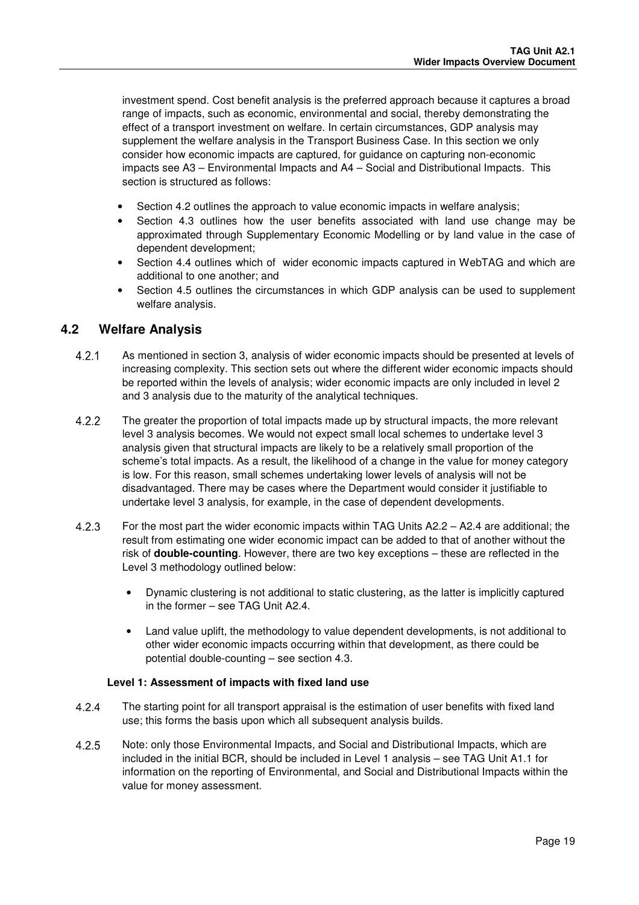investment spend. Cost benefit analysis is the preferred approach because it captures a broad range of impacts, such as economic, environmental and social, thereby demonstrating the effect of a transport investment on welfare. In certain circumstances, GDP analysis may supplement the welfare analysis in the Transport Business Case. In this section we only consider how economic impacts are captured, for guidance on capturing non-economic impacts see A3 – Environmental Impacts and A4 – Social and Distributional Impacts. This section is structured as follows:

- Section 4.2 outlines the approach to value economic impacts in welfare analysis;
- Section 4.3 outlines how the user benefits associated with land use change may be approximated through Supplementary Economic Modelling or by land value in the case of dependent development;
- Section 4.4 outlines which of wider economic impacts captured in WebTAG and which are additional to one another; and
- Section 4.5 outlines the circumstances in which GDP analysis can be used to supplement welfare analysis.

## 4.2 Welfare Analysis

4.2.1 As mentioned in section 3, analysis of wider economic impacts should be presented at levels of increasing complexity. This section sets out where the different wider economic impacts should be reported within the levels of analysis; wider economic impacts are only included in level 2 and 3 analysis due to the maturity of the analytical techniques.

4.2.2 The greater the proportion of total impacts made up by structural impacts, the more relevant level 3 analysis becomes. We would not expect small local schemes to undertake level 3 analysis given that structural impacts are likely to be a relatively small proportion of the scheme's total impacts. As a result, the likelihood of a change in the value for money category is low. For this reason, small schemes undertaking lower levels of analysis will not be disadvantaged. There may be cases where the Department would consider it justifiable to undertake level 3 analysis, for example, in the case of dependent developments.

4.2.3 For the most part the wider economic impacts within TAG Units A2.2 – A2.4 are additional; the result from estimating one wider economic impact can be added to that of another without the risk of **double-counting**. However, there are two key exceptions – these are reflected in the Level 3 methodology outlined below:

- Dynamic clustering is not additional to static clustering, as the latter is implicitly captured in the former – see TAG Unit A2.4.
- Land value uplift, the methodology to value dependent developments, is not additional to other wider economic impacts occurring within that development, as there could be potential double-counting – see section 4.3.

**Level 1: Assessment of impacts with fixed land use**

4.2.4 The starting point for all transport appraisal is the estimation of user benefits with fixed land use; this forms the basis upon which all subsequent analysis builds.

4.2.5 Note: only those Environmental Impacts, and Social and Distributional Impacts, which are included in the initial BCR, should be included in Level 1 analysis – see TAG Unit A1.1 for information on the reporting of Environmental, and Social and Distributional Impacts within the value for money assessment.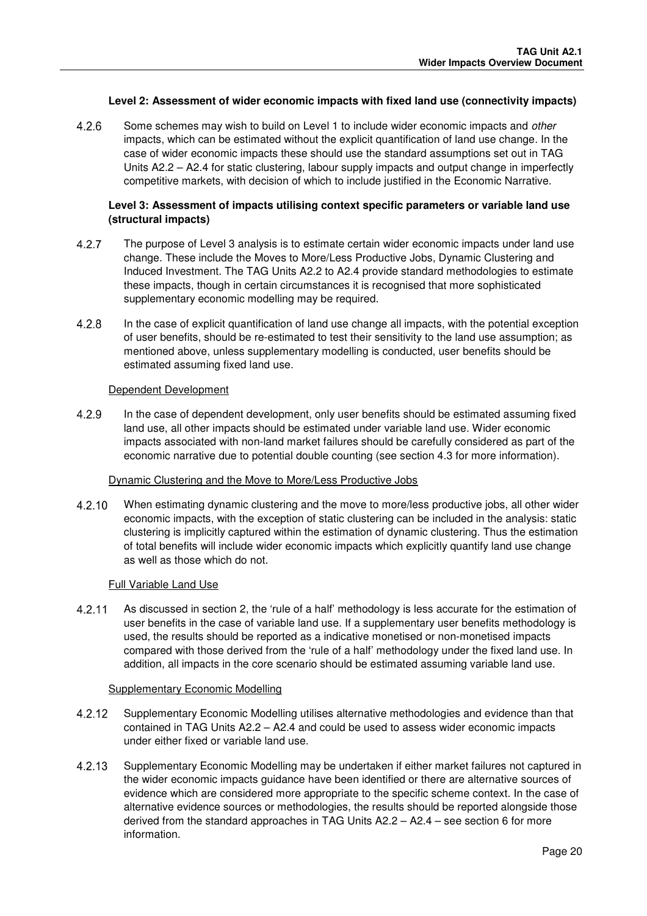**Level 2: Assessment of wider economic impacts with fixed land use (connectivity impacts)**

4.2.6 Some schemes may wish to build on Level 1 to include wider economic impacts and *other* impacts, which can be estimated without the explicit quantification of land use change. In the case of wider economic impacts these should use the standard assumptions set out in TAG Units A2.2 – A2.4 for static clustering, labour supply impacts and output change in imperfectly competitive markets, with decision of which to include justified in the Economic Narrative.

**Level 3: Assessment of impacts utilising context specific parameters or variable land use (structural impacts)**

4.2.7 The purpose of Level 3 analysis is to estimate certain wider economic impacts under land use change. These include the Moves to More/Less Productive Jobs, Dynamic Clustering and Induced Investment. The TAG Units A2.2 to A2.4 provide standard methodologies to estimate these impacts, though in certain circumstances it is recognised that more sophisticated supplementary economic modelling may be required.

4.2.8 In the case of explicit quantification of land use change all impacts, with the potential exception of user benefits, should be re-estimated to test their sensitivity to the land use assumption; as mentioned above, unless supplementary modelling is conducted, user benefits should be estimated assuming fixed land use.

Dependent Development

4.2.9 In the case of dependent development, only user benefits should be estimated assuming fixed land use, all other impacts should be estimated under variable land use. Wider economic impacts associated with non-land market failures should be carefully considered as part of the economic narrative due to potential double counting (see section 4.3 for more information).

Dynamic Clustering and the Move to More/Less Productive Jobs

4.2.10 When estimating dynamic clustering and the move to more/less productive jobs, all other wider economic impacts, with the exception of static clustering can be included in the analysis: static clustering is implicitly captured within the estimation of dynamic clustering. Thus the estimation of total benefits will include wider economic impacts which explicitly quantify land use change as well as those which do not.

Full Variable Land Use

4.2.11 As discussed in section 2, the 'rule of a half' methodology is less accurate for the estimation of user benefits in the case of variable land use. If a supplementary user benefits methodology is used, the results should be reported as a indicative monetised or non-monetised impacts compared with those derived from the 'rule of a half' methodology under the fixed land use. In addition, all impacts in the core scenario should be estimated assuming variable land use.

Supplementary Economic Modelling

4.2.12 Supplementary Economic Modelling utilises alternative methodologies and evidence than that contained in TAG Units A2.2 – A2.4 and could be used to assess wider economic impacts under either fixed or variable land use.

4.2.13 Supplementary Economic Modelling may be undertaken if either market failures not captured in the wider economic impacts guidance have been identified or there are alternative sources of evidence which are considered more appropriate to the specific scheme context. In the case of alternative evidence sources or methodologies, the results should be reported alongside those derived from the standard approaches in TAG Units A2.2 – A2.4 – see section 6 for more information.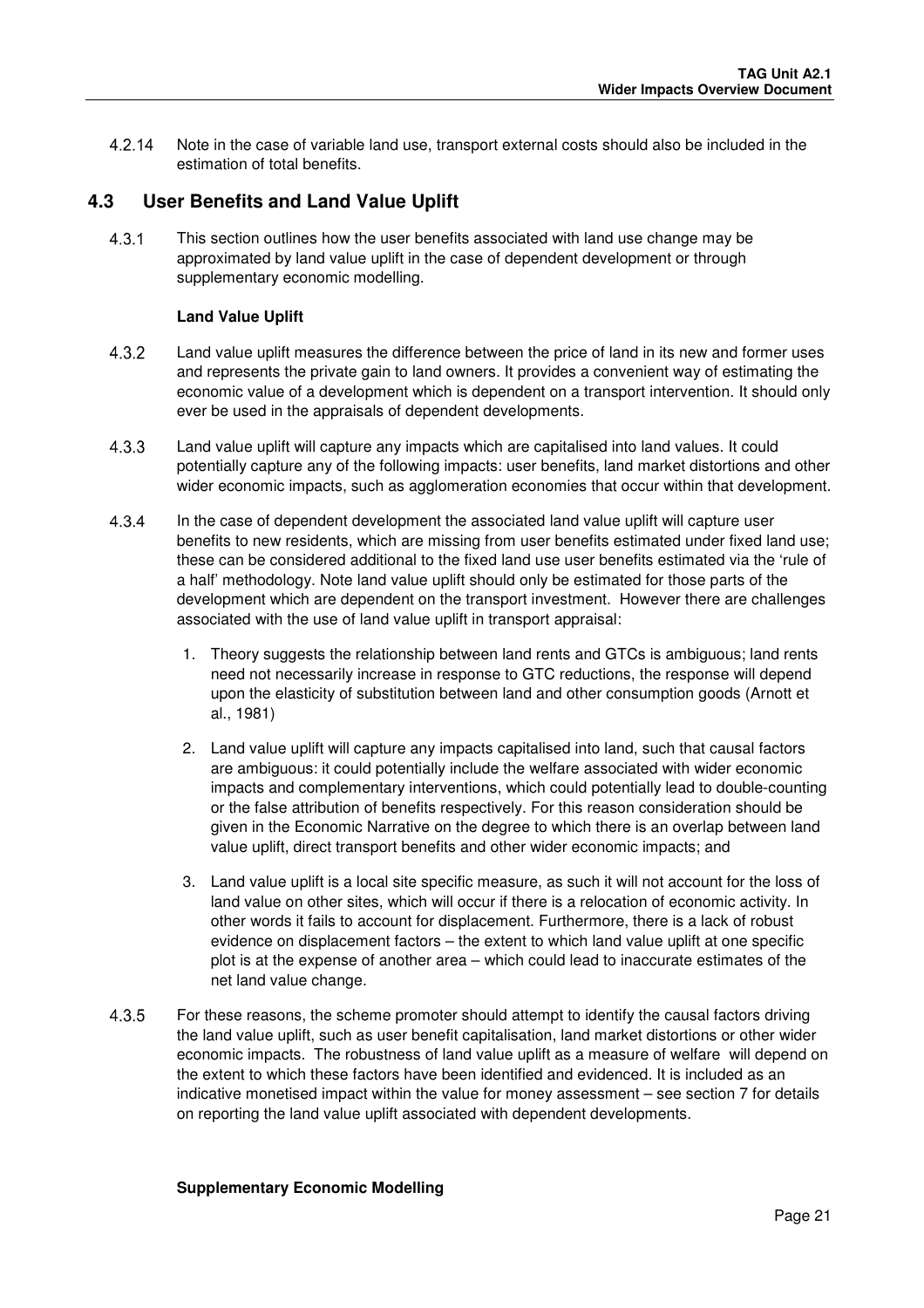4.2.14 Note in the case of variable land use, transport external costs should also be included in the estimation of total benefits.

## 4.3 User Benefits and Land Value Uplift

4.3.1 This section outlines how the user benefits associated with land use change may be approximated by land value uplift in the case of dependent development or through supplementary economic modelling.

**Land Value Uplift**

4.3.2 Land value uplift measures the difference between the price of land in its new and former uses and represents the private gain to land owners. It provides a convenient way of estimating the economic value of a development which is dependent on a transport intervention. It should only ever be used in the appraisals of dependent developments.

4.3.3 Land value uplift will capture any impacts which are capitalised into land values. It could potentially capture any of the following impacts: user benefits, land market distortions and other wider economic impacts, such as agglomeration economies that occur within that development.

4.3.4 In the case of dependent development the associated land value uplift will capture user benefits to new residents, which are missing from user benefits estimated under fixed land use; these can be considered additional to the fixed land use user benefits estimated via the 'rule of a half' methodology. Note land value uplift should only be estimated for those parts of the development which are dependent on the transport investment. However there are challenges associated with the use of land value uplift in transport appraisal:

1. Theory suggests the relationship between land rents and GTCs is ambiguous; land rents need not necessarily increase in response to GTC reductions, the response will depend upon the elasticity of substitution between land and other consumption goods (Arnott et al., 1981)

2. Land value uplift will capture any impacts capitalised into land, such that causal factors are ambiguous: it could potentially include the welfare associated with wider economic impacts and complementary interventions, which could potentially lead to double-counting or the false attribution of benefits respectively. For this reason consideration should be given in the Economic Narrative on the degree to which there is an overlap between land value uplift, direct transport benefits and other wider economic impacts; and

3. Land value uplift is a local site specific measure, as such it will not account for the loss of land value on other sites, which will occur if there is a relocation of economic activity. In other words it fails to account for displacement. Furthermore, there is a lack of robust evidence on displacement factors – the extent to which land value uplift at one specific plot is at the expense of another area – which could lead to inaccurate estimates of the net land value change.

4.3.5 For these reasons, the scheme promoter should attempt to identify the causal factors driving the land value uplift, such as user benefit capitalisation, land market distortions or other wider economic impacts. The robustness of land value uplift as a measure of welfare will depend on the extent to which these factors have been identified and evidenced. It is included as an indicative monetised impact within the value for money assessment – see section 7 for details on reporting the land value uplift associated with dependent developments.

**Supplementary Economic Modelling**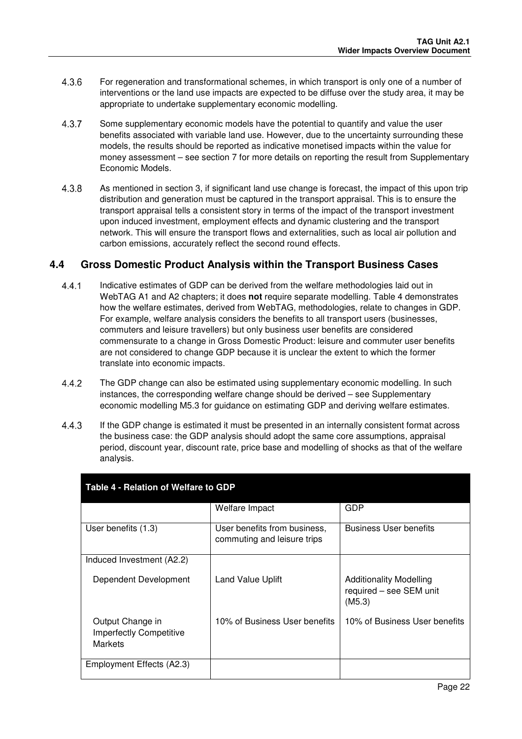4.3.6 For regeneration and transformational schemes, in which transport is only one of a number of interventions or the land use impacts are expected to be diffuse over the study area, it may be appropriate to undertake supplementary economic modelling.

4.3.7 Some supplementary economic models have the potential to quantify and value the user benefits associated with variable land use. However, due to the uncertainty surrounding these models, the results should be reported as indicative monetised impacts within the value for money assessment – see section 7 for more details on reporting the result from Supplementary Economic Models.

4.3.8 As mentioned in section 3, if significant land use change is forecast, the impact of this upon trip distribution and generation must be captured in the transport appraisal. This is to ensure the transport appraisal tells a consistent story in terms of the impact of the transport investment upon induced investment, employment effects and dynamic clustering and the transport network. This will ensure the transport flows and externalities, such as local air pollution and carbon emissions, accurately reflect the second round effects.

## 4.4 Gross Domestic Product Analysis within the Transport Business Cases

4.4.1 Indicative estimates of GDP can be derived from the welfare methodologies laid out in WebTAG A1 and A2 chapters; it does **not** require separate modelling. Table 4 demonstrates how the welfare estimates, derived from WebTAG, methodologies, relate to changes in GDP. For example, welfare analysis considers the benefits to all transport users (businesses, commuters and leisure travellers) but only business user benefits are considered commensurate to a change in Gross Domestic Product: leisure and commuter user benefits are not considered to change GDP because it is unclear the extent to which the former translate into economic impacts.

4.4.2 The GDP change can also be estimated using supplementary economic modelling. In such instances, the corresponding welfare change should be derived – see Supplementary economic modelling M5.3 for guidance on estimating GDP and deriving welfare estimates.

4.4.3 If the GDP change is estimated it must be presented in an internally consistent format across the business case: the GDP analysis should adopt the same core assumptions, appraisal period, discount year, discount rate, price base and modelling of shocks as that of the welfare analysis.

**Table 4 - Relation of Welfare to GDP**

| | Welfare Impact | GDP |
|---|---|---|
| User benefits (1.3) | User benefits from business, commuting and leisure trips | Business User benefits |
| Induced Investment (A2.2) | | |
| Dependent Development | Land Value Uplift | Additionality Modelling required – see SEM unit (M5.3) |
| Output Change in Imperfectly Competitive Markets | 10% of Business User benefits | 10% of Business User benefits |
| Employment Effects (A2.3) | | |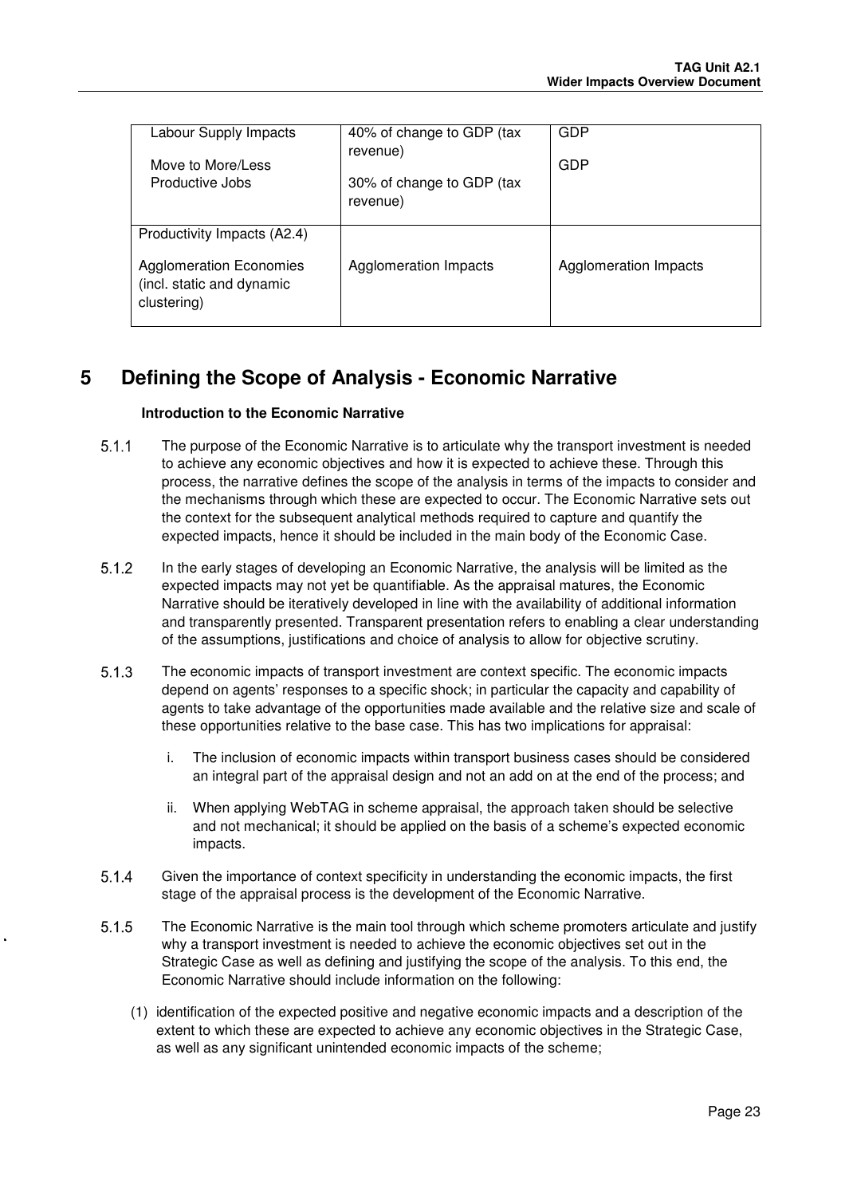| | | |
|---|---|---|
| Labour Supply Impacts<br><br>Move to More/Less Productive Jobs | 40% of change to GDP (tax revenue)<br><br>30% of change to GDP (tax revenue) | GDP<br><br>GDP |
| Productivity Impacts (A2.4)<br><br>Agglomeration Economies (incl. static and dynamic clustering) | Agglomeration Impacts | Agglomeration Impacts |

# 5 Defining the Scope of Analysis - Economic Narrative

**Introduction to the Economic Narrative**

5.1.1 The purpose of the Economic Narrative is to articulate why the transport investment is needed to achieve any economic objectives and how it is expected to achieve these. Through this process, the narrative defines the scope of the analysis in terms of the impacts to consider and the mechanisms through which these are expected to occur. The Economic Narrative sets out the context for the subsequent analytical methods required to capture and quantify the expected impacts, hence it should be included in the main body of the Economic Case.

5.1.2 In the early stages of developing an Economic Narrative, the analysis will be limited as the expected impacts may not yet be quantifiable. As the appraisal matures, the Economic Narrative should be iteratively developed in line with the availability of additional information and transparently presented. Transparent presentation refers to enabling a clear understanding of the assumptions, justifications and choice of analysis to allow for objective scrutiny.

5.1.3 The economic impacts of transport investment are context specific. The economic impacts depend on agents' responses to a specific shock; in particular the capacity and capability of agents to take advantage of the opportunities made available and the relative size and scale of these opportunities relative to the base case. This has two implications for appraisal:

i. The inclusion of economic impacts within transport business cases should be considered an integral part of the appraisal design and not an add on at the end of the process; and

ii. When applying WebTAG in scheme appraisal, the approach taken should be selective and not mechanical; it should be applied on the basis of a scheme's expected economic impacts.

5.1.4 Given the importance of context specificity in understanding the economic impacts, the first stage of the appraisal process is the development of the Economic Narrative.

5.1.5 The Economic Narrative is the main tool through which scheme promoters articulate and justify why a transport investment is needed to achieve the economic objectives set out in the Strategic Case as well as defining and justifying the scope of the analysis. To this end, the Economic Narrative should include information on the following:

(1) identification of the expected positive and negative economic impacts and a description of the extent to which these are expected to achieve any economic objectives in the Strategic Case, as well as any significant unintended economic impacts of the scheme;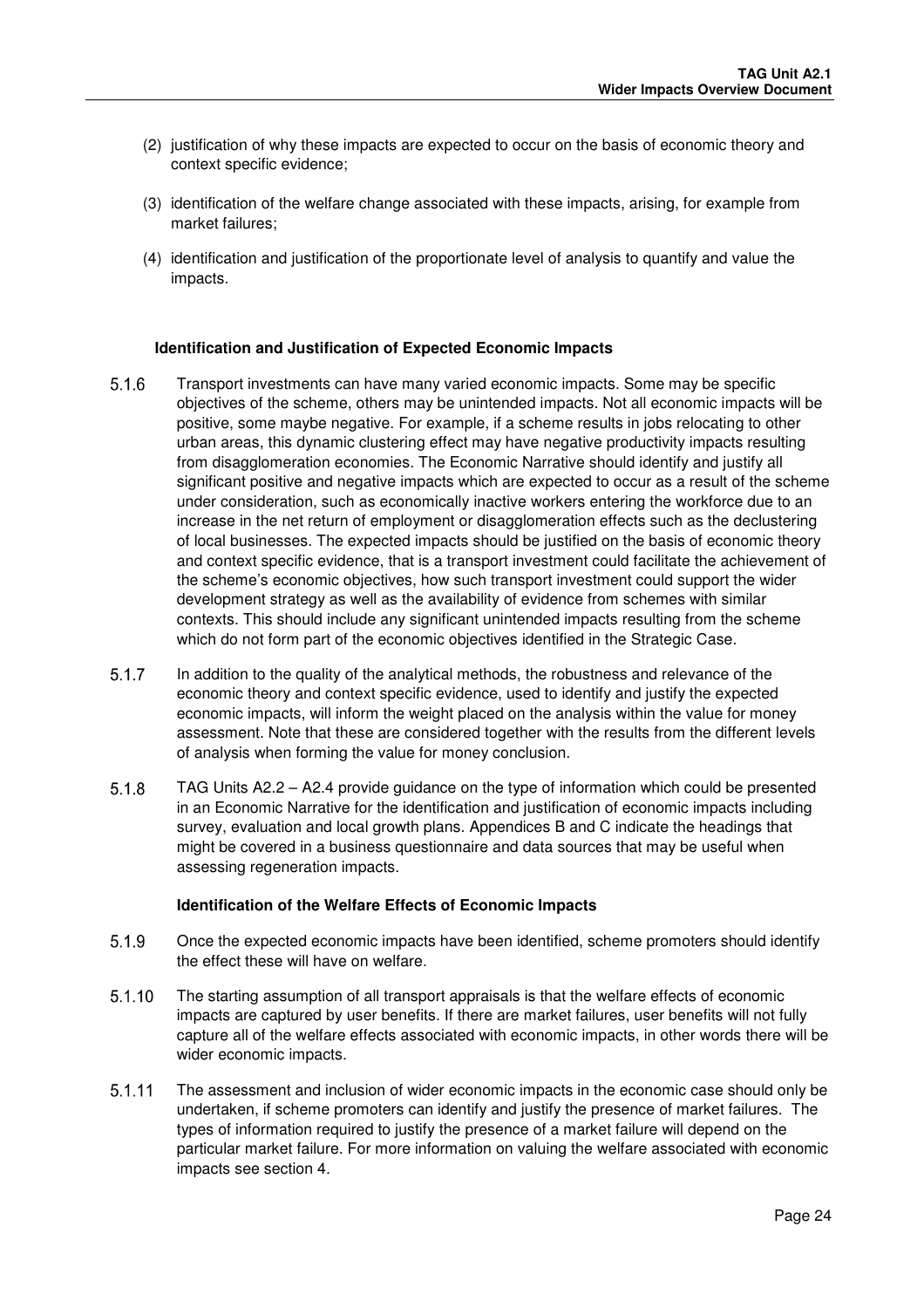(2) justification of why these impacts are expected to occur on the basis of economic theory and context specific evidence;

(3) identification of the welfare change associated with these impacts, arising, for example from market failures;

(4) identification and justification of the proportionate level of analysis to quantify and value the impacts.

**Identification and Justification of Expected Economic Impacts**

5.1.6 Transport investments can have many varied economic impacts. Some may be specific objectives of the scheme, others may be unintended impacts. Not all economic impacts will be positive, some maybe negative. For example, if a scheme results in jobs relocating to other urban areas, this dynamic clustering effect may have negative productivity impacts resulting from disagglomeration economies. The Economic Narrative should identify and justify all significant positive and negative impacts which are expected to occur as a result of the scheme under consideration, such as economically inactive workers entering the workforce due to an increase in the net return of employment or disagglomeration effects such as the declustering of local businesses. The expected impacts should be justified on the basis of economic theory and context specific evidence, that is a transport investment could facilitate the achievement of the scheme's economic objectives, how such transport investment could support the wider development strategy as well as the availability of evidence from schemes with similar contexts. This should include any significant unintended impacts resulting from the scheme which do not form part of the economic objectives identified in the Strategic Case.

5.1.7 In addition to the quality of the analytical methods, the robustness and relevance of the economic theory and context specific evidence, used to identify and justify the expected economic impacts, will inform the weight placed on the analysis within the value for money assessment. Note that these are considered together with the results from the different levels of analysis when forming the value for money conclusion.

5.1.8 TAG Units A2.2 – A2.4 provide guidance on the type of information which could be presented in an Economic Narrative for the identification and justification of economic impacts including survey, evaluation and local growth plans. Appendices B and C indicate the headings that might be covered in a business questionnaire and data sources that may be useful when assessing regeneration impacts.

**Identification of the Welfare Effects of Economic Impacts**

5.1.9 Once the expected economic impacts have been identified, scheme promoters should identify the effect these will have on welfare.

5.1.10 The starting assumption of all transport appraisals is that the welfare effects of economic impacts are captured by user benefits. If there are market failures, user benefits will not fully capture all of the welfare effects associated with economic impacts, in other words there will be wider economic impacts.

5.1.11 The assessment and inclusion of wider economic impacts in the economic case should only be undertaken, if scheme promoters can identify and justify the presence of market failures. The types of information required to justify the presence of a market failure will depend on the particular market failure. For more information on valuing the welfare associated with economic impacts see section 4.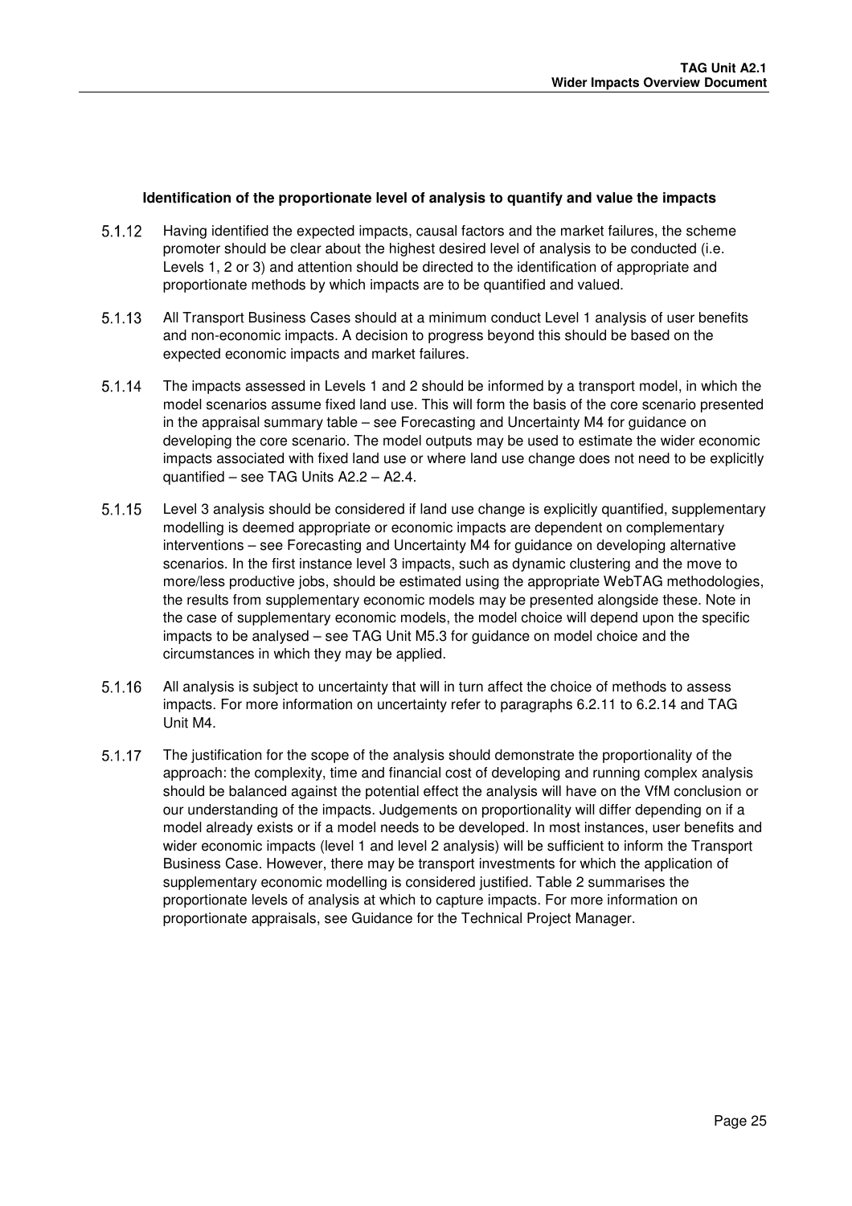**Identification of the proportionate level of analysis to quantify and value the impacts**

5.1.12 Having identified the expected impacts, causal factors and the market failures, the scheme promoter should be clear about the highest desired level of analysis to be conducted (i.e. Levels 1, 2 or 3) and attention should be directed to the identification of appropriate and proportionate methods by which impacts are to be quantified and valued.

5.1.13 All Transport Business Cases should at a minimum conduct Level 1 analysis of user benefits and non-economic impacts. A decision to progress beyond this should be based on the expected economic impacts and market failures.

5.1.14 The impacts assessed in Levels 1 and 2 should be informed by a transport model, in which the model scenarios assume fixed land use. This will form the basis of the core scenario presented in the appraisal summary table – see Forecasting and Uncertainty M4 for guidance on developing the core scenario. The model outputs may be used to estimate the wider economic impacts associated with fixed land use or where land use change does not need to be explicitly quantified – see TAG Units A2.2 – A2.4.

5.1.15 Level 3 analysis should be considered if land use change is explicitly quantified, supplementary modelling is deemed appropriate or economic impacts are dependent on complementary interventions – see Forecasting and Uncertainty M4 for guidance on developing alternative scenarios. In the first instance level 3 impacts, such as dynamic clustering and the move to more/less productive jobs, should be estimated using the appropriate WebTAG methodologies, the results from supplementary economic models may be presented alongside these. Note in the case of supplementary economic models, the model choice will depend upon the specific impacts to be analysed – see TAG Unit M5.3 for guidance on model choice and the circumstances in which they may be applied.

5.1.16 All analysis is subject to uncertainty that will in turn affect the choice of methods to assess impacts. For more information on uncertainty refer to paragraphs 6.2.11 to 6.2.14 and TAG Unit M4.

5.1.17 The justification for the scope of the analysis should demonstrate the proportionality of the approach: the complexity, time and financial cost of developing and running complex analysis should be balanced against the potential effect the analysis will have on the VfM conclusion or our understanding of the impacts. Judgements on proportionality will differ depending on if a model already exists or if a model needs to be developed. In most instances, user benefits and wider economic impacts (level 1 and level 2 analysis) will be sufficient to inform the Transport Business Case. However, there may be transport investments for which the application of supplementary economic modelling is considered justified. Table 2 summarises the proportionate levels of analysis at which to capture impacts. For more information on proportionate appraisals, see Guidance for the Technical Project Manager.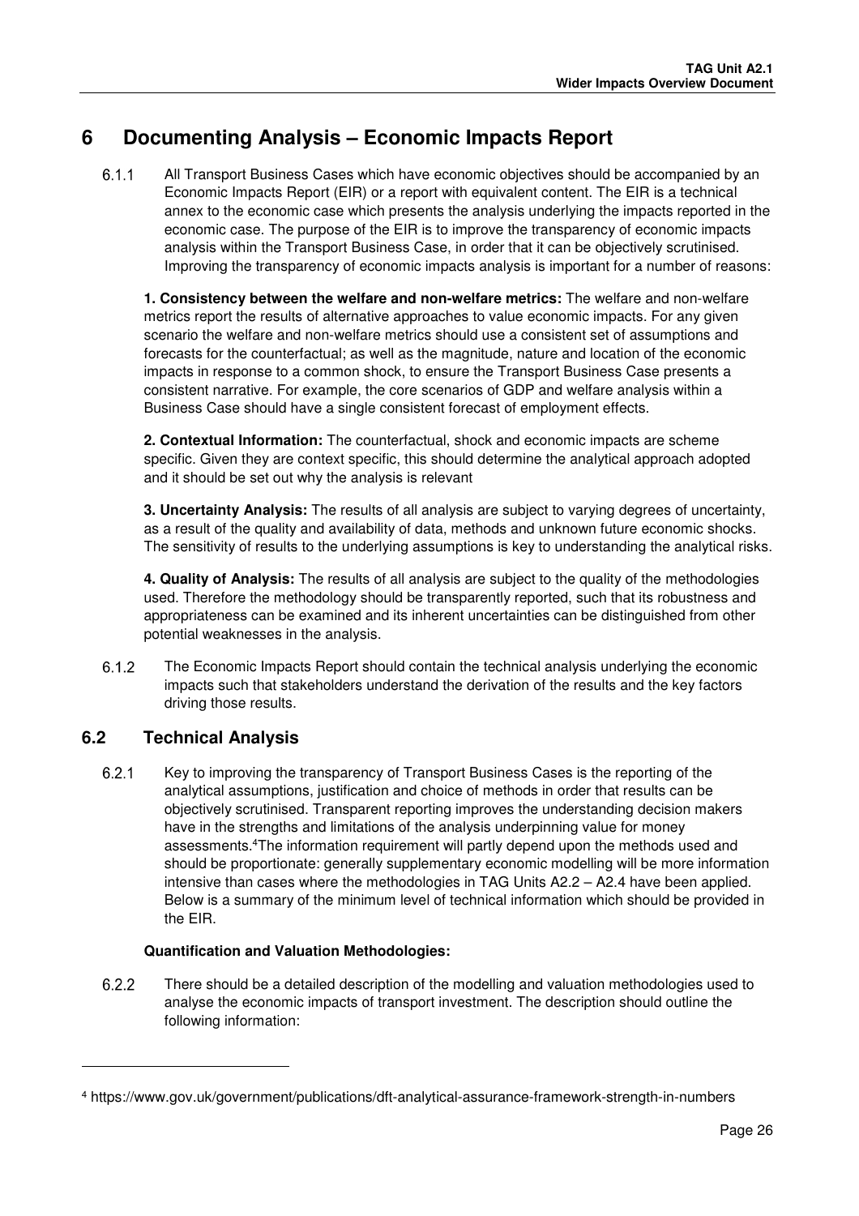# 6 Documenting Analysis – Economic Impacts Report

6.1.1 All Transport Business Cases which have economic objectives should be accompanied by an Economic Impacts Report (EIR) or a report with equivalent content. The EIR is a technical annex to the economic case which presents the analysis underlying the impacts reported in the economic case. The purpose of the EIR is to improve the transparency of economic impacts analysis within the Transport Business Case, in order that it can be objectively scrutinised. Improving the transparency of economic impacts analysis is important for a number of reasons:

**1. Consistency between the welfare and non-welfare metrics:** The welfare and non-welfare metrics report the results of alternative approaches to value economic impacts. For any given scenario the welfare and non-welfare metrics should use a consistent set of assumptions and forecasts for the counterfactual; as well as the magnitude, nature and location of the economic impacts in response to a common shock, to ensure the Transport Business Case presents a consistent narrative. For example, the core scenarios of GDP and welfare analysis within a Business Case should have a single consistent forecast of employment effects.

**2. Contextual Information:** The counterfactual, shock and economic impacts are scheme specific. Given they are context specific, this should determine the analytical approach adopted and it should be set out why the analysis is relevant

**3. Uncertainty Analysis:** The results of all analysis are subject to varying degrees of uncertainty, as a result of the quality and availability of data, methods and unknown future economic shocks. The sensitivity of results to the underlying assumptions is key to understanding the analytical risks.

**4. Quality of Analysis:** The results of all analysis are subject to the quality of the methodologies used. Therefore the methodology should be transparently reported, such that its robustness and appropriateness can be examined and its inherent uncertainties can be distinguished from other potential weaknesses in the analysis.

6.1.2 The Economic Impacts Report should contain the technical analysis underlying the economic impacts such that stakeholders understand the derivation of the results and the key factors driving those results.

## 6.2 Technical Analysis

6.2.1 Key to improving the transparency of Transport Business Cases is the reporting of the analytical assumptions, justification and choice of methods in order that results can be objectively scrutinised. Transparent reporting improves the understanding decision makers have in the strengths and limitations of the analysis underpinning value for money assessments.[4] The information requirement will partly depend upon the methods used and should be proportionate: generally supplementary economic modelling will be more information intensive than cases where the methodologies in TAG Units A2.2 – A2.4 have been applied. Below is a summary of the minimum level of technical information which should be provided in the EIR.

**Quantification and Valuation Methodologies:**

6.2.2 There should be a detailed description of the modelling and valuation methodologies used to analyse the economic impacts of transport investment. The description should outline the following information:

[4] https://www.gov.uk/government/publications/dft-analytical-assurance-framework-strength-in-numbers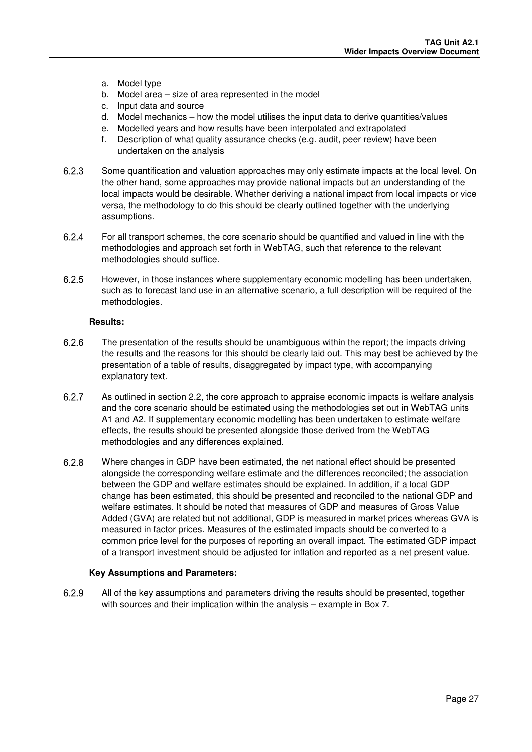a. Model type
b. Model area – size of area represented in the model
c. Input data and source
d. Model mechanics – how the model utilises the input data to derive quantities/values
e. Modelled years and how results have been interpolated and extrapolated
f. Description of what quality assurance checks (e.g. audit, peer review) have been undertaken on the analysis

6.2.3 Some quantification and valuation approaches may only estimate impacts at the local level. On the other hand, some approaches may provide national impacts but an understanding of the local impacts would be desirable. Whether deriving a national impact from local impacts or vice versa, the methodology to do this should be clearly outlined together with the underlying assumptions.

6.2.4 For all transport schemes, the core scenario should be quantified and valued in line with the methodologies and approach set forth in WebTAG, such that reference to the relevant methodologies should suffice.

6.2.5 However, in those instances where supplementary economic modelling has been undertaken, such as to forecast land use in an alternative scenario, a full description will be required of the methodologies.

**Results:**

6.2.6 The presentation of the results should be unambiguous within the report; the impacts driving the results and the reasons for this should be clearly laid out. This may best be achieved by the presentation of a table of results, disaggregated by impact type, with accompanying explanatory text.

6.2.7 As outlined in section 2.2, the core approach to appraise economic impacts is welfare analysis and the core scenario should be estimated using the methodologies set out in WebTAG units A1 and A2. If supplementary economic modelling has been undertaken to estimate welfare effects, the results should be presented alongside those derived from the WebTAG methodologies and any differences explained.

6.2.8 Where changes in GDP have been estimated, the net national effect should be presented alongside the corresponding welfare estimate and the differences reconciled; the association between the GDP and welfare estimates should be explained. In addition, if a local GDP change has been estimated, this should be presented and reconciled to the national GDP and welfare estimates. It should be noted that measures of GDP and measures of Gross Value Added (GVA) are related but not additional, GDP is measured in market prices whereas GVA is measured in factor prices. Measures of the estimated impacts should be converted to a common price level for the purposes of reporting an overall impact. The estimated GDP impact of a transport investment should be adjusted for inflation and reported as a net present value.

**Key Assumptions and Parameters:**

6.2.9 All of the key assumptions and parameters driving the results should be presented, together with sources and their implication within the analysis – example in Box 7.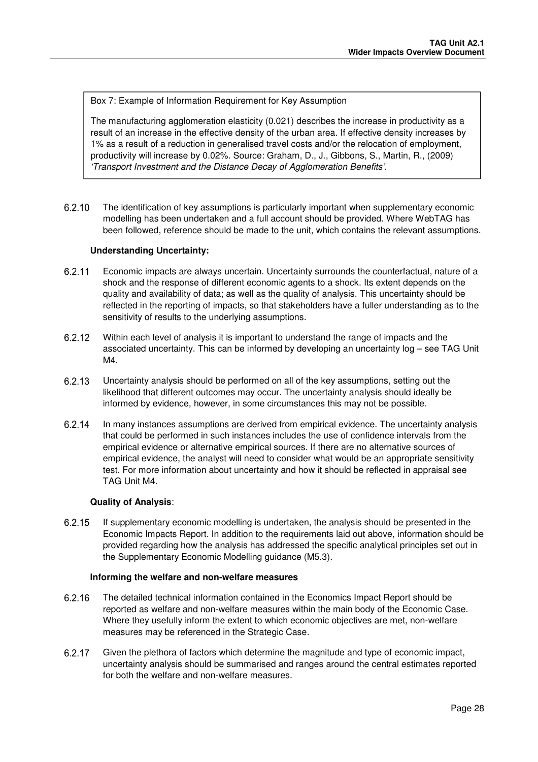Box 7: Example of Information Requirement for Key Assumption

The manufacturing agglomeration elasticity (0.021) describes the increase in productivity as a result of an increase in the effective density of the urban area. If effective density increases by 1% as a result of a reduction in generalised travel costs and/or the relocation of employment, productivity will increase by 0.02%. Source: Graham, D., J., Gibbons, S., Martin, R., (2009) *'Transport Investment and the Distance Decay of Agglomeration Benefits'*.

6.2.10 The identification of key assumptions is particularly important when supplementary economic modelling has been undertaken and a full account should be provided. Where WebTAG has been followed, reference should be made to the unit, which contains the relevant assumptions.

**Understanding Uncertainty:**

6.2.11 Economic impacts are always uncertain. Uncertainty surrounds the counterfactual, nature of a shock and the response of different economic agents to a shock. Its extent depends on the quality and availability of data; as well as the quality of analysis. This uncertainty should be reflected in the reporting of impacts, so that stakeholders have a fuller understanding as to the sensitivity of results to the underlying assumptions.

6.2.12 Within each level of analysis it is important to understand the range of impacts and the associated uncertainty. This can be informed by developing an uncertainty log – see TAG Unit M4.

6.2.13 Uncertainty analysis should be performed on all of the key assumptions, setting out the likelihood that different outcomes may occur. The uncertainty analysis should ideally be informed by evidence, however, in some circumstances this may not be possible.

6.2.14 In many instances assumptions are derived from empirical evidence. The uncertainty analysis that could be performed in such instances includes the use of confidence intervals from the empirical evidence or alternative empirical sources. If there are no alternative sources of empirical evidence, the analyst will need to consider what would be an appropriate sensitivity test. For more information about uncertainty and how it should be reflected in appraisal see TAG Unit M4.

**Quality of Analysis**:

6.2.15 If supplementary economic modelling is undertaken, the analysis should be presented in the Economic Impacts Report. In addition to the requirements laid out above, information should be provided regarding how the analysis has addressed the specific analytical principles set out in the Supplementary Economic Modelling guidance (M5.3).

**Informing the welfare and non-welfare measures**

6.2.16 The detailed technical information contained in the Economics Impact Report should be reported as welfare and non-welfare measures within the main body of the Economic Case. Where they usefully inform the extent to which economic objectives are met, non-welfare measures may be referenced in the Strategic Case.

6.2.17 Given the plethora of factors which determine the magnitude and type of economic impact, uncertainty analysis should be summarised and ranges around the central estimates reported for both the welfare and non-welfare measures.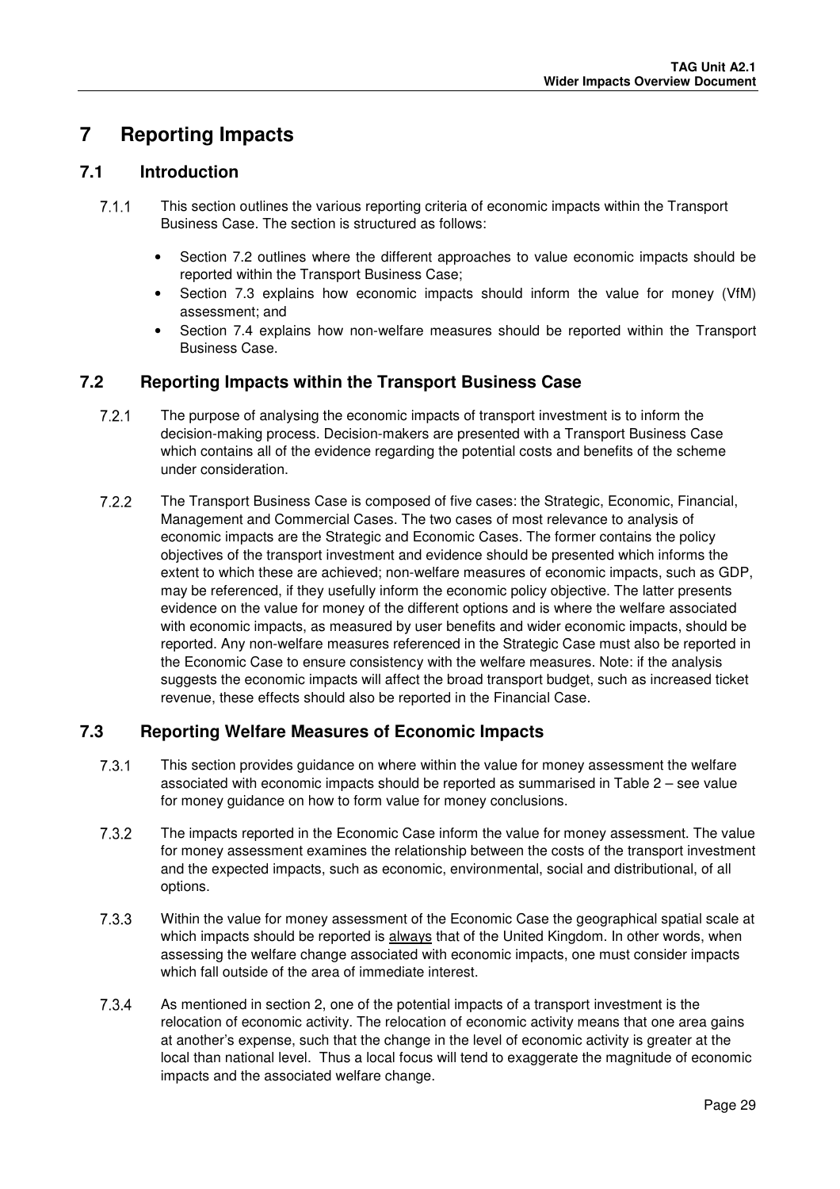# 7 Reporting Impacts

## 7.1 Introduction

7.1.1 This section outlines the various reporting criteria of economic impacts within the Transport Business Case. The section is structured as follows:

- Section 7.2 outlines where the different approaches to value economic impacts should be reported within the Transport Business Case;
- Section 7.3 explains how economic impacts should inform the value for money (VfM) assessment; and
- Section 7.4 explains how non-welfare measures should be reported within the Transport Business Case.

## 7.2 Reporting Impacts within the Transport Business Case

7.2.1 The purpose of analysing the economic impacts of transport investment is to inform the decision-making process. Decision-makers are presented with a Transport Business Case which contains all of the evidence regarding the potential costs and benefits of the scheme under consideration.

7.2.2 The Transport Business Case is composed of five cases: the Strategic, Economic, Financial, Management and Commercial Cases. The two cases of most relevance to analysis of economic impacts are the Strategic and Economic Cases. The former contains the policy objectives of the transport investment and evidence should be presented which informs the extent to which these are achieved; non-welfare measures of economic impacts, such as GDP, may be referenced, if they usefully inform the economic policy objective. The latter presents evidence on the value for money of the different options and is where the welfare associated with economic impacts, as measured by user benefits and wider economic impacts, should be reported. Any non-welfare measures referenced in the Strategic Case must also be reported in the Economic Case to ensure consistency with the welfare measures. Note: if the analysis suggests the economic impacts will affect the broad transport budget, such as increased ticket revenue, these effects should also be reported in the Financial Case.

## 7.3 Reporting Welfare Measures of Economic Impacts

7.3.1 This section provides guidance on where within the value for money assessment the welfare associated with economic impacts should be reported as summarised in Table 2 – see value for money guidance on how to form value for money conclusions.

7.3.2 The impacts reported in the Economic Case inform the value for money assessment. The value for money assessment examines the relationship between the costs of the transport investment and the expected impacts, such as economic, environmental, social and distributional, of all options.

7.3.3 Within the value for money assessment of the Economic Case the geographical spatial scale at which impacts should be reported is <u>always</u> that of the United Kingdom. In other words, when assessing the welfare change associated with economic impacts, one must consider impacts which fall outside of the area of immediate interest.

7.3.4 As mentioned in section 2, one of the potential impacts of a transport investment is the relocation of economic activity. The relocation of economic activity means that one area gains at another's expense, such that the change in the level of economic activity is greater at the local than national level. Thus a local focus will tend to exaggerate the magnitude of economic impacts and the associated welfare change.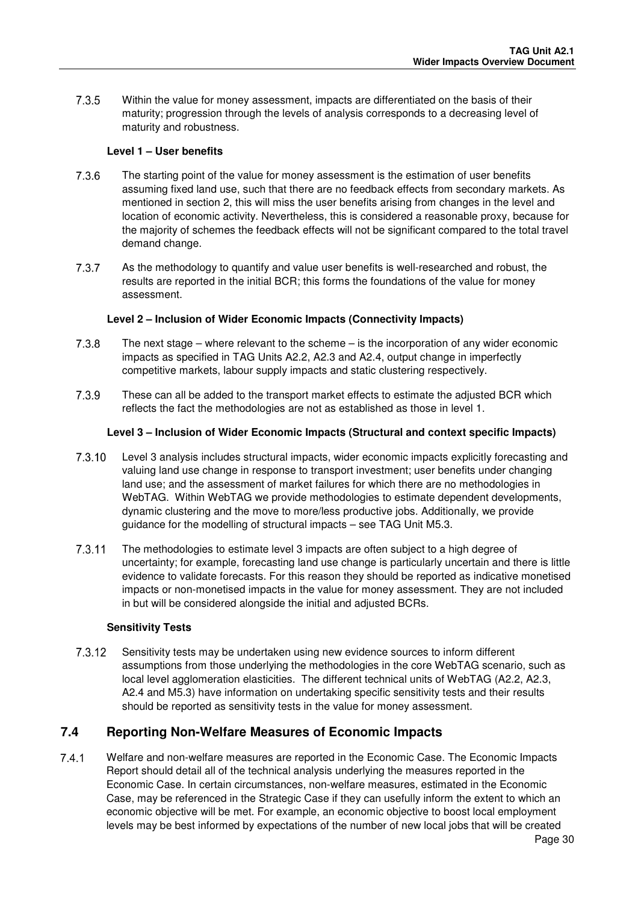7.3.5 Within the value for money assessment, impacts are differentiated on the basis of their maturity; progression through the levels of analysis corresponds to a decreasing level of maturity and robustness.

**Level 1 – User benefits**

7.3.6 The starting point of the value for money assessment is the estimation of user benefits assuming fixed land use, such that there are no feedback effects from secondary markets. As mentioned in section 2, this will miss the user benefits arising from changes in the level and location of economic activity. Nevertheless, this is considered a reasonable proxy, because for the majority of schemes the feedback effects will not be significant compared to the total travel demand change.

7.3.7 As the methodology to quantify and value user benefits is well-researched and robust, the results are reported in the initial BCR; this forms the foundations of the value for money assessment.

**Level 2 – Inclusion of Wider Economic Impacts (Connectivity Impacts)**

7.3.8 The next stage – where relevant to the scheme – is the incorporation of any wider economic impacts as specified in TAG Units A2.2, A2.3 and A2.4, output change in imperfectly competitive markets, labour supply impacts and static clustering respectively.

7.3.9 These can all be added to the transport market effects to estimate the adjusted BCR which reflects the fact the methodologies are not as established as those in level 1.

**Level 3 – Inclusion of Wider Economic Impacts (Structural and context specific Impacts)**

7.3.10 Level 3 analysis includes structural impacts, wider economic impacts explicitly forecasting and valuing land use change in response to transport investment; user benefits under changing land use; and the assessment of market failures for which there are no methodologies in WebTAG. Within WebTAG we provide methodologies to estimate dependent developments, dynamic clustering and the move to more/less productive jobs. Additionally, we provide guidance for the modelling of structural impacts – see TAG Unit M5.3.

7.3.11 The methodologies to estimate level 3 impacts are often subject to a high degree of uncertainty; for example, forecasting land use change is particularly uncertain and there is little evidence to validate forecasts. For this reason they should be reported as indicative monetised impacts or non-monetised impacts in the value for money assessment. They are not included in but will be considered alongside the initial and adjusted BCRs.

**Sensitivity Tests**

7.3.12 Sensitivity tests may be undertaken using new evidence sources to inform different assumptions from those underlying the methodologies in the core WebTAG scenario, such as local level agglomeration elasticities. The different technical units of WebTAG (A2.2, A2.3, A2.4 and M5.3) have information on undertaking specific sensitivity tests and their results should be reported as sensitivity tests in the value for money assessment.

## 7.4 Reporting Non-Welfare Measures of Economic Impacts

7.4.1 Welfare and non-welfare measures are reported in the Economic Case. The Economic Impacts Report should detail all of the technical analysis underlying the measures reported in the Economic Case. In certain circumstances, non-welfare measures, estimated in the Economic Case, may be referenced in the Strategic Case if they can usefully inform the extent to which an economic objective will be met. For example, an economic objective to boost local employment levels may be best informed by expectations of the number of new local jobs that will be created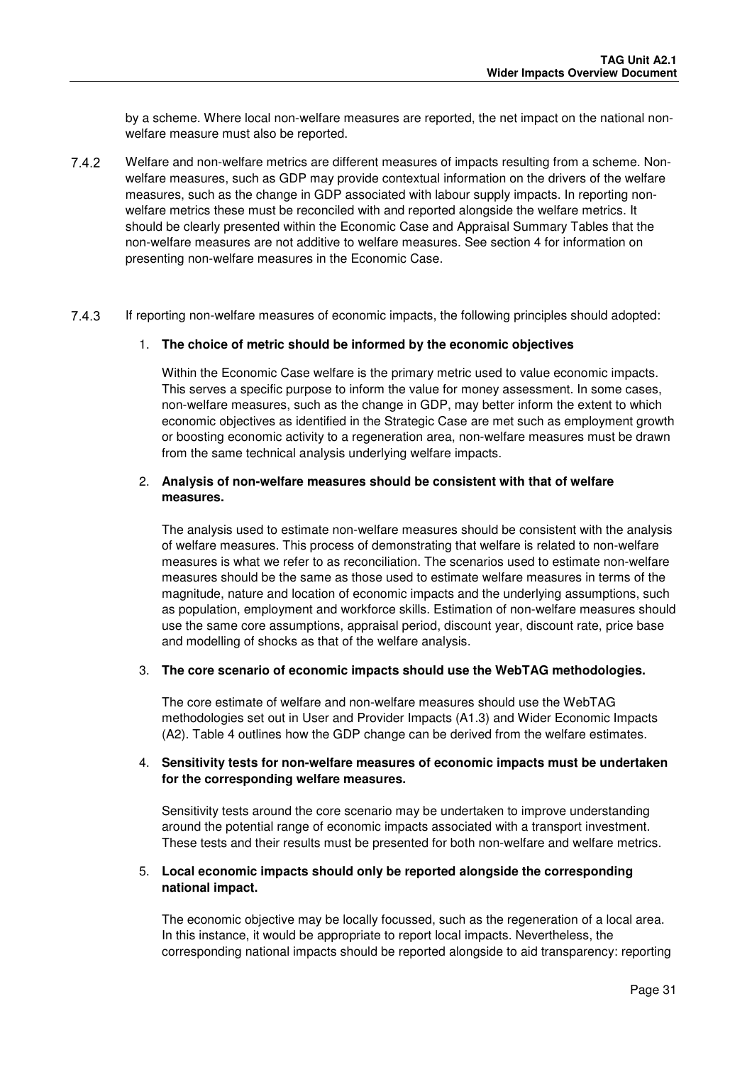by a scheme. Where local non-welfare measures are reported, the net impact on the national non-welfare measure must also be reported.

7.4.2 Welfare and non-welfare metrics are different measures of impacts resulting from a scheme. Non-welfare measures, such as GDP may provide contextual information on the drivers of the welfare measures, such as the change in GDP associated with labour supply impacts. In reporting non-welfare metrics these must be reconciled with and reported alongside the welfare metrics. It should be clearly presented within the Economic Case and Appraisal Summary Tables that the non-welfare measures are not additive to welfare measures. See section 4 for information on presenting non-welfare measures in the Economic Case.

7.4.3 If reporting non-welfare measures of economic impacts, the following principles should adopted:

1. **The choice of metric should be informed by the economic objectives**

   Within the Economic Case welfare is the primary metric used to value economic impacts. This serves a specific purpose to inform the value for money assessment. In some cases, non-welfare measures, such as the change in GDP, may better inform the extent to which economic objectives as identified in the Strategic Case are met such as employment growth or boosting economic activity to a regeneration area, non-welfare measures must be drawn from the same technical analysis underlying welfare impacts.

2. **Analysis of non-welfare measures should be consistent with that of welfare measures.**

   The analysis used to estimate non-welfare measures should be consistent with the analysis of welfare measures. This process of demonstrating that welfare is related to non-welfare measures is what we refer to as reconciliation. The scenarios used to estimate non-welfare measures should be the same as those used to estimate welfare measures in terms of the magnitude, nature and location of economic impacts and the underlying assumptions, such as population, employment and workforce skills. Estimation of non-welfare measures should use the same core assumptions, appraisal period, discount year, discount rate, price base and modelling of shocks as that of the welfare analysis.

3. **The core scenario of economic impacts should use the WebTAG methodologies.**

   The core estimate of welfare and non-welfare measures should use the WebTAG methodologies set out in User and Provider Impacts (A1.3) and Wider Economic Impacts (A2). Table 4 outlines how the GDP change can be derived from the welfare estimates.

4. **Sensitivity tests for non-welfare measures of economic impacts must be undertaken for the corresponding welfare measures.**

   Sensitivity tests around the core scenario may be undertaken to improve understanding around the potential range of economic impacts associated with a transport investment. These tests and their results must be presented for both non-welfare and welfare metrics.

5. **Local economic impacts should only be reported alongside the corresponding national impact.**

   The economic objective may be locally focussed, such as the regeneration of a local area. In this instance, it would be appropriate to report local impacts. Nevertheless, the corresponding national impacts should be reported alongside to aid transparency: reporting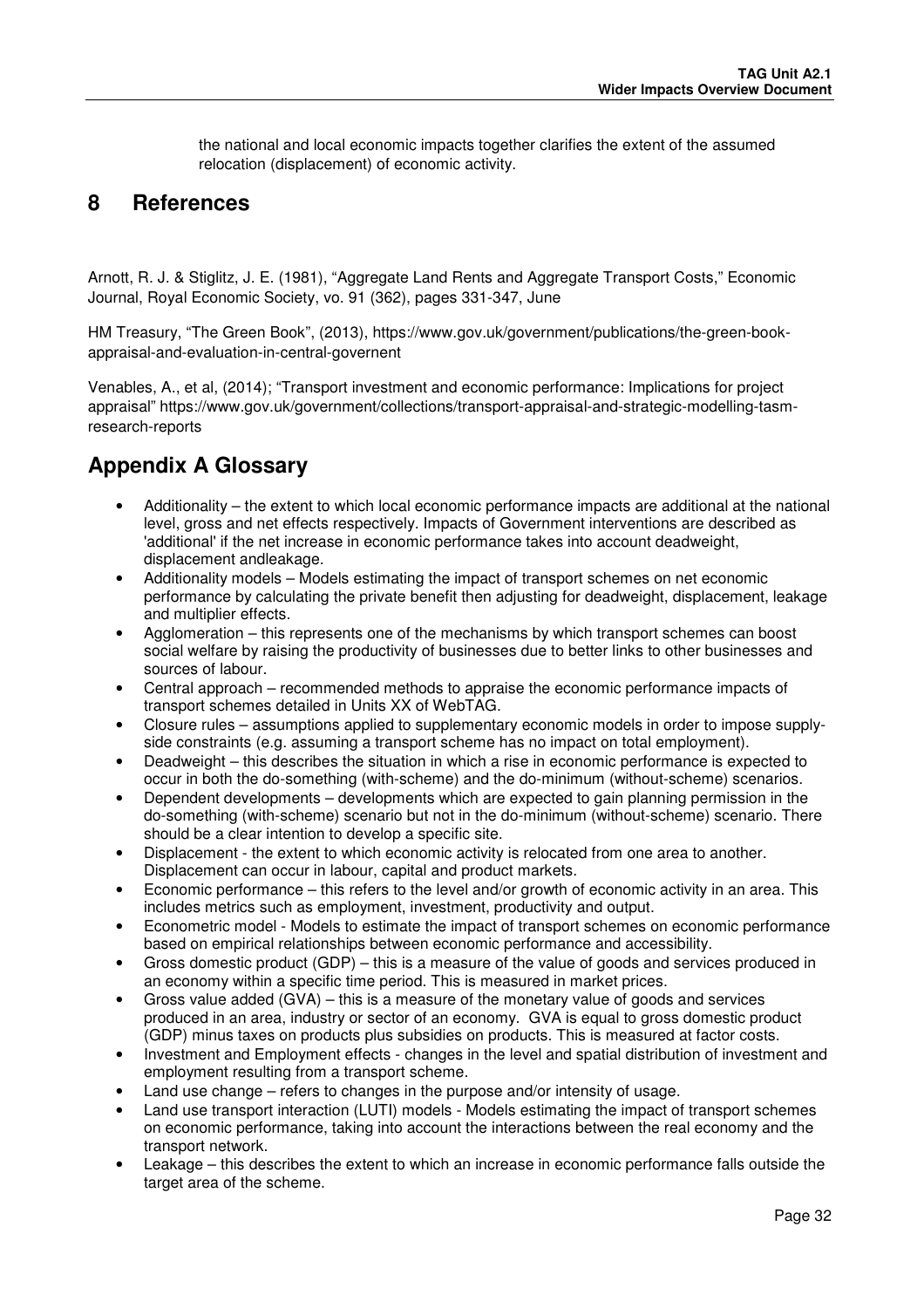the national and local economic impacts together clarifies the extent of the assumed relocation (displacement) of economic activity.

# 8 References

Arnott, R. J. & Stiglitz, J. E. (1981), "Aggregate Land Rents and Aggregate Transport Costs," Economic Journal, Royal Economic Society, vo. 91 (362), pages 331-347, June

HM Treasury, "The Green Book", (2013), https://www.gov.uk/government/publications/the-green-book-appraisal-and-evaluation-in-central-governent

Venables, A., et al, (2014); "Transport investment and economic performance: Implications for project appraisal" https://www.gov.uk/government/collections/transport-appraisal-and-strategic-modelling-tasm-research-reports

# Appendix A Glossary

- Additionality – the extent to which local economic performance impacts are additional at the national level, gross and net effects respectively. Impacts of Government interventions are described as 'additional' if the net increase in economic performance takes into account deadweight, displacement andleakage.
- Additionality models – Models estimating the impact of transport schemes on net economic performance by calculating the private benefit then adjusting for deadweight, displacement, leakage and multiplier effects.
- Agglomeration – this represents one of the mechanisms by which transport schemes can boost social welfare by raising the productivity of businesses due to better links to other businesses and sources of labour.
- Central approach – recommended methods to appraise the economic performance impacts of transport schemes detailed in Units XX of WebTAG.
- Closure rules – assumptions applied to supplementary economic models in order to impose supply-side constraints (e.g. assuming a transport scheme has no impact on total employment).
- Deadweight – this describes the situation in which a rise in economic performance is expected to occur in both the do-something (with-scheme) and the do-minimum (without-scheme) scenarios.
- Dependent developments – developments which are expected to gain planning permission in the do-something (with-scheme) scenario but not in the do-minimum (without-scheme) scenario. There should be a clear intention to develop a specific site.
- Displacement - the extent to which economic activity is relocated from one area to another. Displacement can occur in labour, capital and product markets.
- Economic performance – this refers to the level and/or growth of economic activity in an area. This includes metrics such as employment, investment, productivity and output.
- Econometric model - Models to estimate the impact of transport schemes on economic performance based on empirical relationships between economic performance and accessibility.
- Gross domestic product (GDP) – this is a measure of the value of goods and services produced in an economy within a specific time period. This is measured in market prices.
- Gross value added (GVA) – this is a measure of the monetary value of goods and services produced in an area, industry or sector of an economy. GVA is equal to gross domestic product (GDP) minus taxes on products plus subsidies on products. This is measured at factor costs.
- Investment and Employment effects - changes in the level and spatial distribution of investment and employment resulting from a transport scheme.
- Land use change – refers to changes in the purpose and/or intensity of usage.
- Land use transport interaction (LUTI) models - Models estimating the impact of transport schemes on economic performance, taking into account the interactions between the real economy and the transport network.
- Leakage – this describes the extent to which an increase in economic performance falls outside the target area of the scheme.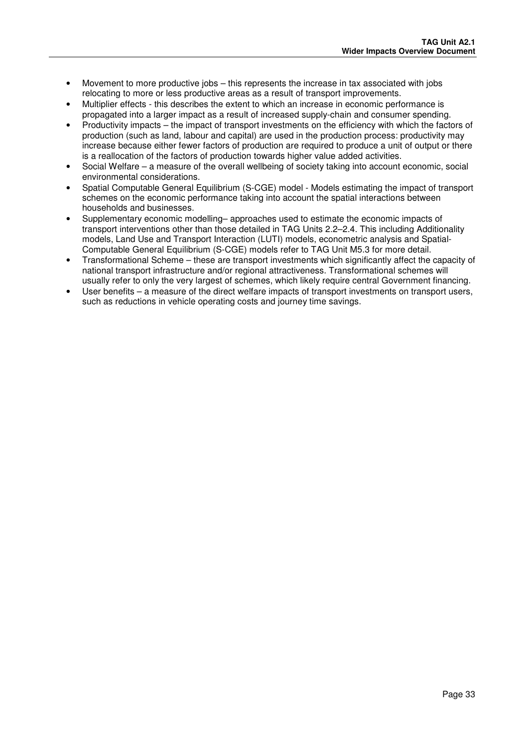- Movement to more productive jobs – this represents the increase in tax associated with jobs relocating to more or less productive areas as a result of transport improvements.
- Multiplier effects - this describes the extent to which an increase in economic performance is propagated into a larger impact as a result of increased supply-chain and consumer spending.
- Productivity impacts – the impact of transport investments on the efficiency with which the factors of production (such as land, labour and capital) are used in the production process: productivity may increase because either fewer factors of production are required to produce a unit of output or there is a reallocation of the factors of production towards higher value added activities.
- Social Welfare – a measure of the overall wellbeing of society taking into account economic, social environmental considerations.
- Spatial Computable General Equilibrium (S-CGE) model - Models estimating the impact of transport schemes on the economic performance taking into account the spatial interactions between households and businesses.
- Supplementary economic modelling– approaches used to estimate the economic impacts of transport interventions other than those detailed in TAG Units 2.2–2.4. This including Additionality models, Land Use and Transport Interaction (LUTI) models, econometric analysis and Spatial-Computable General Equilibrium (S-CGE) models refer to TAG Unit M5.3 for more detail.
- Transformational Scheme – these are transport investments which significantly affect the capacity of national transport infrastructure and/or regional attractiveness. Transformational schemes will usually refer to only the very largest of schemes, which likely require central Government financing.
- User benefits – a measure of the direct welfare impacts of transport investments on transport users, such as reductions in vehicle operating costs and journey time savings.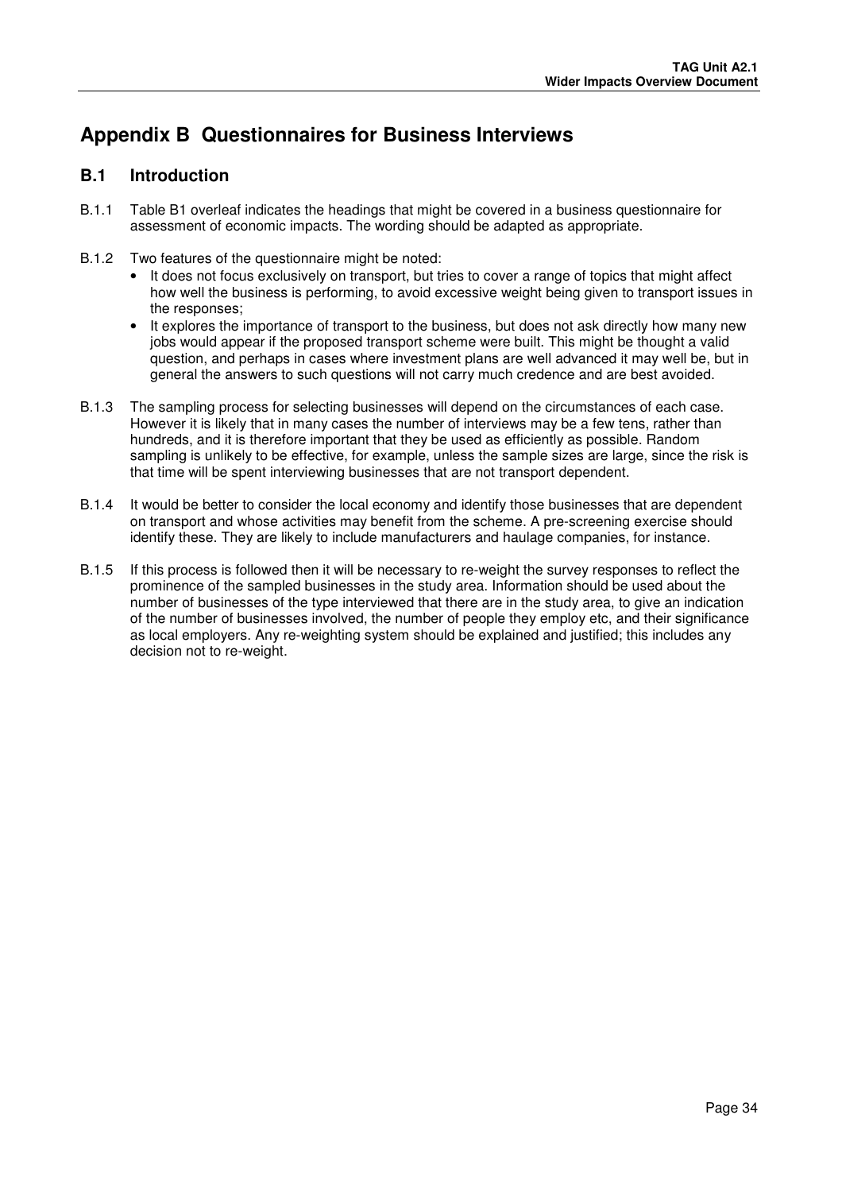# Appendix B Questionnaires for Business Interviews

## B.1 Introduction

B.1.1 Table B1 overleaf indicates the headings that might be covered in a business questionnaire for assessment of economic impacts. The wording should be adapted as appropriate.

B.1.2 Two features of the questionnaire might be noted:

- It does not focus exclusively on transport, but tries to cover a range of topics that might affect how well the business is performing, to avoid excessive weight being given to transport issues in the responses;
- It explores the importance of transport to the business, but does not ask directly how many new jobs would appear if the proposed transport scheme were built. This might be thought a valid question, and perhaps in cases where investment plans are well advanced it may well be, but in general the answers to such questions will not carry much credence and are best avoided.

B.1.3 The sampling process for selecting businesses will depend on the circumstances of each case. However it is likely that in many cases the number of interviews may be a few tens, rather than hundreds, and it is therefore important that they be used as efficiently as possible. Random sampling is unlikely to be effective, for example, unless the sample sizes are large, since the risk is that time will be spent interviewing businesses that are not transport dependent.

B.1.4 It would be better to consider the local economy and identify those businesses that are dependent on transport and whose activities may benefit from the scheme. A pre-screening exercise should identify these. They are likely to include manufacturers and haulage companies, for instance.

B.1.5 If this process is followed then it will be necessary to re-weight the survey responses to reflect the prominence of the sampled businesses in the study area. Information should be used about the number of businesses of the type interviewed that there are in the study area, to give an indication of the number of businesses involved, the number of people they employ etc, and their significance as local employers. Any re-weighting system should be explained and justified; this includes any decision not to re-weight.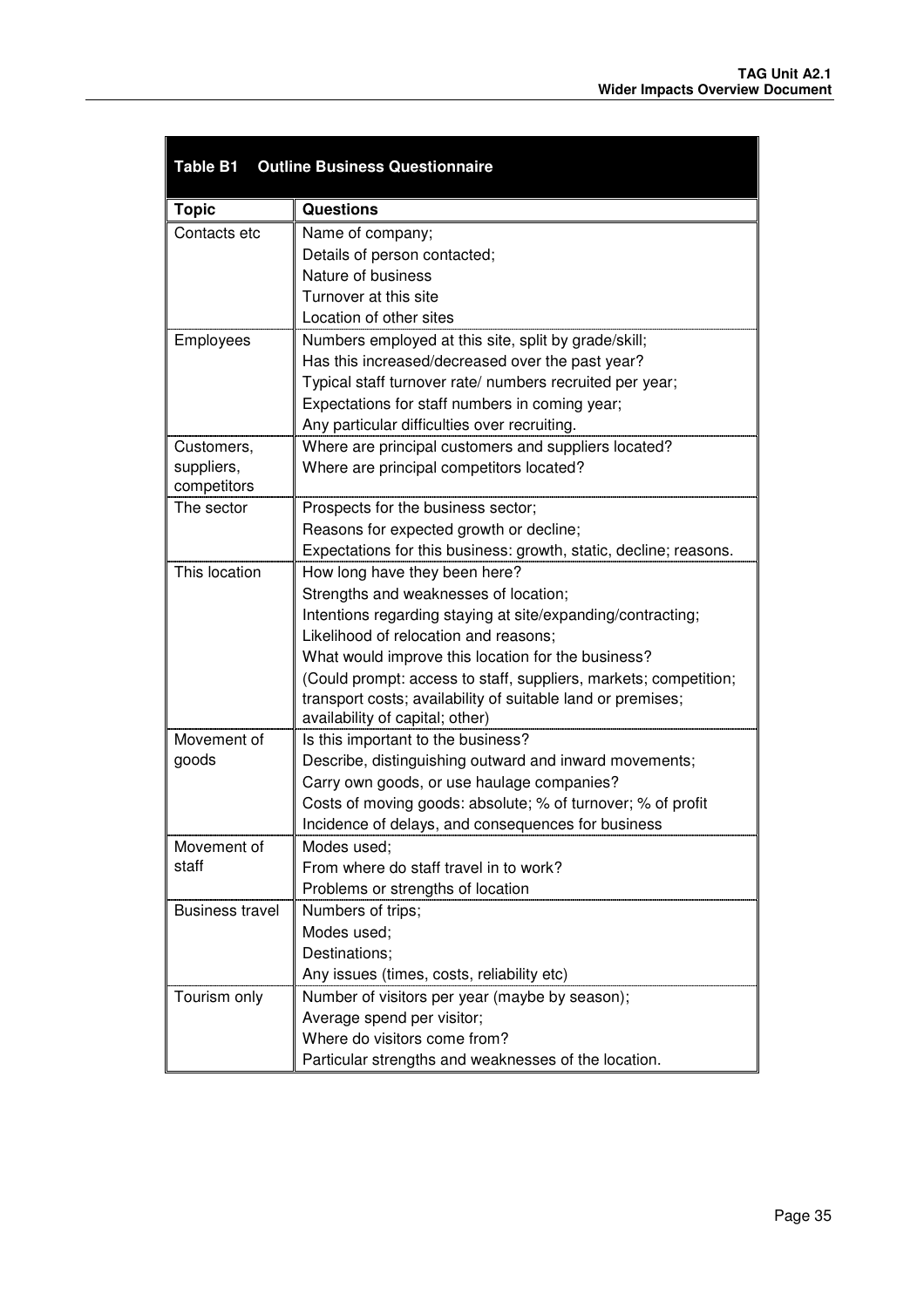**Table B1 Outline Business Questionnaire**

| Topic | Questions |
|---|---|
| Contacts etc | Name of company;<br>Details of person contacted;<br>Nature of business<br>Turnover at this site<br>Location of other sites |
| Employees | Numbers employed at this site, split by grade/skill;<br>Has this increased/decreased over the past year?<br>Typical staff turnover rate/ numbers recruited per year;<br>Expectations for staff numbers in coming year;<br>Any particular difficulties over recruiting. |
| Customers, suppliers, competitors | Where are principal customers and suppliers located?<br>Where are principal competitors located? |
| The sector | Prospects for the business sector;<br>Reasons for expected growth or decline;<br>Expectations for this business: growth, static, decline; reasons. |
| This location | How long have they been here?<br>Strengths and weaknesses of location;<br>Intentions regarding staying at site/expanding/contracting;<br>Likelihood of relocation and reasons;<br>What would improve this location for the business?<br>(Could prompt: access to staff, suppliers, markets; competition; transport costs; availability of suitable land or premises; availability of capital; other) |
| Movement of goods | Is this important to the business?<br>Describe, distinguishing outward and inward movements;<br>Carry own goods, or use haulage companies?<br>Costs of moving goods: absolute; % of turnover; % of profit<br>Incidence of delays, and consequences for business |
| Movement of staff | Modes used;<br>From where do staff travel in to work?<br>Problems or strengths of location |
| Business travel | Numbers of trips;<br>Modes used;<br>Destinations;<br>Any issues (times, costs, reliability etc) |
| Tourism only | Number of visitors per year (maybe by season);<br>Average spend per visitor;<br>Where do visitors come from?<br>Particular strengths and weaknesses of the location. |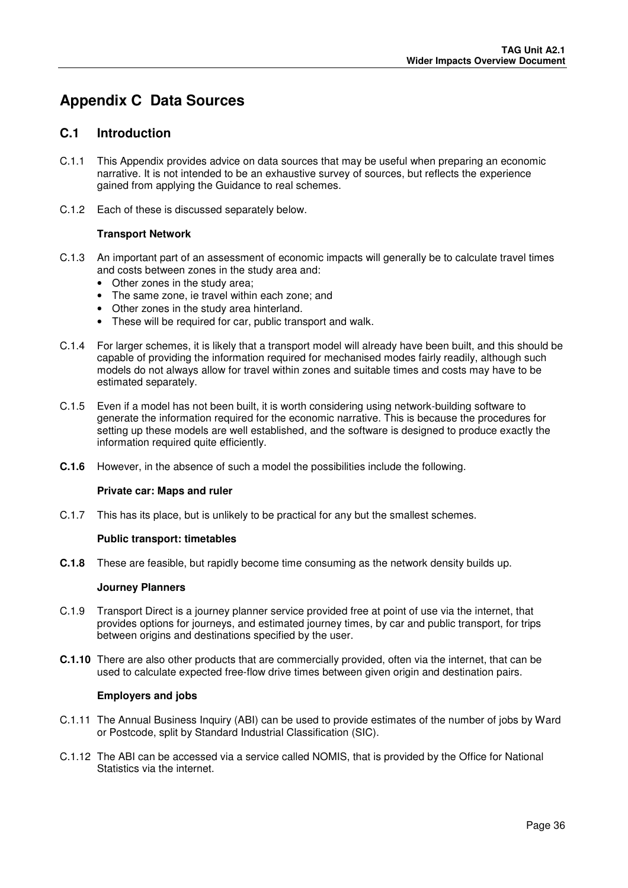# Appendix C Data Sources

## C.1 Introduction

C.1.1 This Appendix provides advice on data sources that may be useful when preparing an economic narrative. It is not intended to be an exhaustive survey of sources, but reflects the experience gained from applying the Guidance to real schemes.

C.1.2 Each of these is discussed separately below.

**Transport Network**

C.1.3 An important part of an assessment of economic impacts will generally be to calculate travel times and costs between zones in the study area and:

- Other zones in the study area;
- The same zone, ie travel within each zone; and
- Other zones in the study area hinterland.
- These will be required for car, public transport and walk.

C.1.4 For larger schemes, it is likely that a transport model will already have been built, and this should be capable of providing the information required for mechanised modes fairly readily, although such models do not always allow for travel within zones and suitable times and costs may have to be estimated separately.

C.1.5 Even if a model has not been built, it is worth considering using network-building software to generate the information required for the economic narrative. This is because the procedures for setting up these models are well established, and the software is designed to produce exactly the information required quite efficiently.

**C.1.6** However, in the absence of such a model the possibilities include the following.

**Private car: Maps and ruler**

C.1.7 This has its place, but is unlikely to be practical for any but the smallest schemes.

**Public transport: timetables**

**C.1.8** These are feasible, but rapidly become time consuming as the network density builds up.

**Journey Planners**

C.1.9 Transport Direct is a journey planner service provided free at point of use via the internet, that provides options for journeys, and estimated journey times, by car and public transport, for trips between origins and destinations specified by the user.

**C.1.10** There are also other products that are commercially provided, often via the internet, that can be used to calculate expected free-flow drive times between given origin and destination pairs.

**Employers and jobs**

C.1.11 The Annual Business Inquiry (ABI) can be used to provide estimates of the number of jobs by Ward or Postcode, split by Standard Industrial Classification (SIC).

C.1.12 The ABI can be accessed via a service called NOMIS, that is provided by the Office for National Statistics via the internet.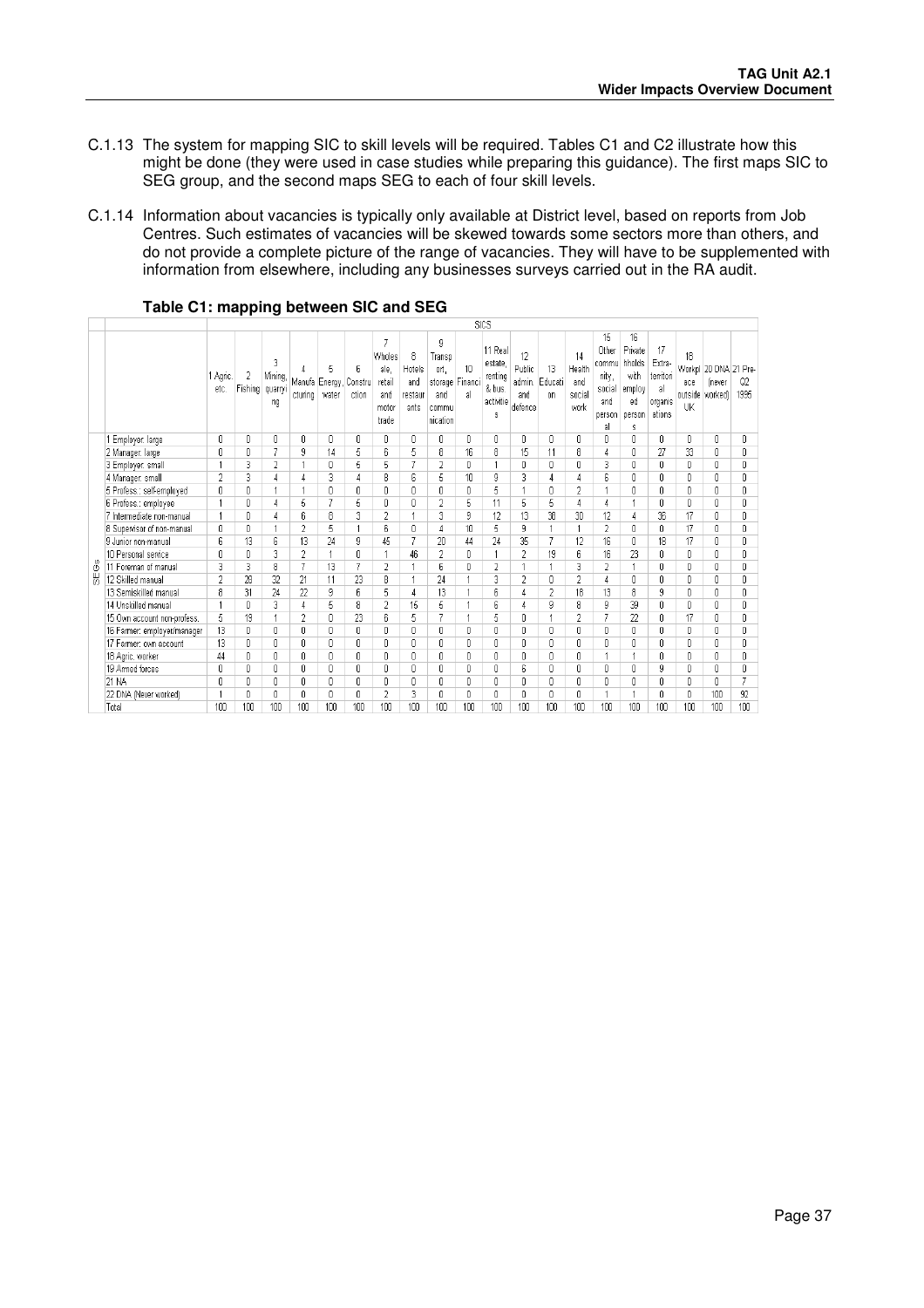C.1.13 The system for mapping SIC to skill levels will be required. Tables C1 and C2 illustrate how this might be done (they were used in case studies while preparing this guidance). The first maps SIC to SEG group, and the second maps SEG to each of four skill levels.

C.1.14 Information about vacancies is typically only available at District level, based on reports from Job Centres. Such estimates of vacancies will be skewed towards some sectors more than others, and do not provide a complete picture of the range of vacancies. They will have to be supplemented with information from elsewhere, including any businesses surveys carried out in the RA audit.

**Table C1: mapping between SIC and SEG**

| | | SICS | | | | | | | | | | | | | | | | | | | | |
|---|---|---|---|---|---|---|---|---|---|---|---|---|---|---|---|---|---|---|---|---|---|---|
| | | 1 Agric. etc. | 2 Fishing | 3 Mining, quarrying | 4 Manufacturing | 5 Energy, water | 6 Construction | 7 Wholesale, retail and motor trade | 8 Hotels and restaurants | 9 Transport, storage and communication | 10 Financial | 11 Real estate, renting & bus activities | 12 Public admin. and defence | 13 Education | 14 Health and social work | 15 Other community, social and personal | 16 Private hholds with employed persons | 17 Extra-territorial organisations | 18 Workplace outside UK | 20 DNA (never worked) | 21 Pre-Q2 1995 |
| SEGs | 1 Employer: large | 0 | 0 | 0 | 0 | 0 | 0 | 0 | 0 | 0 | 0 | 0 | 0 | 0 | 0 | 0 | 0 | 0 | 0 | 0 | 0 |
| | 2 Manager: large | 0 | 0 | 7 | 9 | 14 | 5 | 6 | 5 | 8 | 16 | 8 | 15 | 11 | 8 | 4 | 0 | 27 | 33 | 0 | 0 |
| | 3 Employer: small | 1 | 3 | 2 | 1 | 0 | 6 | 5 | 7 | 2 | 0 | 1 | 0 | 0 | 0 | 3 | 0 | 0 | 0 | 0 | 0 |
| | 4 Manager: small | 2 | 3 | 4 | 4 | 3 | 4 | 8 | 6 | 5 | 10 | 9 | 3 | 4 | 4 | 6 | 0 | 0 | 0 | 0 | 0 |
| | 5 Profess.: self-employed | 0 | 0 | 1 | 1 | 0 | 0 | 0 | 0 | 0 | 0 | 5 | 1 | 0 | 2 | 1 | 0 | 0 | 0 | 0 | 0 |
| | 6 Profess.: employee | 1 | 0 | 4 | 5 | 7 | 5 | 0 | 0 | 2 | 5 | 11 | 5 | 5 | 4 | 4 | 1 | 0 | 0 | 0 | 0 |
| | 7 Intermediate non-manual | 1 | 0 | 4 | 6 | 8 | 3 | 2 | 1 | 3 | 9 | 12 | 13 | 38 | 30 | 12 | 4 | 36 | 17 | 0 | 0 |
| | 8 Supervisor of non-manual | 0 | 0 | 1 | 2 | 5 | 1 | 6 | 0 | 4 | 10 | 5 | 9 | 1 | 1 | 2 | 0 | 0 | 17 | 0 | 0 |
| | 9 Junior non-manual | 6 | 13 | 6 | 13 | 24 | 9 | 45 | 7 | 20 | 44 | 24 | 35 | 7 | 12 | 16 | 0 | 18 | 17 | 0 | 0 |
| | 10 Personal service | 0 | 0 | 3 | 2 | 1 | 0 | 1 | 46 | 2 | 0 | 1 | 2 | 19 | 6 | 16 | 23 | 0 | 0 | 0 | 0 |
| | 11 Foreman of manual | 3 | 3 | 8 | 7 | 13 | 7 | 2 | 1 | 6 | 0 | 2 | 1 | 1 | 3 | 2 | 1 | 0 | 0 | 0 | 0 |
| | 12 Skilled manual | 2 | 28 | 32 | 21 | 11 | 23 | 8 | 1 | 24 | 1 | 3 | 2 | 0 | 2 | 4 | 0 | 0 | 0 | 0 | 0 |
| | 13 Semiskilled manual | 8 | 31 | 24 | 22 | 9 | 6 | 5 | 4 | 13 | 1 | 6 | 4 | 2 | 18 | 13 | 8 | 9 | 0 | 0 | 0 |
| | 14 Unskilled manual | 1 | 0 | 3 | 4 | 5 | 8 | 2 | 16 | 6 | 1 | 6 | 4 | 9 | 8 | 9 | 39 | 0 | 0 | 0 | 0 |
| | 15 Own account non-profess. | 5 | 19 | 1 | 2 | 0 | 23 | 6 | 5 | 7 | 1 | 5 | 0 | 1 | 2 | 7 | 22 | 0 | 17 | 0 | 0 |
| | 16 Farmer: employer/manager | 13 | 0 | 0 | 0 | 0 | 0 | 0 | 0 | 0 | 0 | 0 | 0 | 0 | 0 | 0 | 0 | 0 | 0 | 0 | 0 |
| | 17 Farmer: own account | 13 | 0 | 0 | 0 | 0 | 0 | 0 | 0 | 0 | 0 | 0 | 0 | 0 | 0 | 0 | 0 | 0 | 0 | 0 | 0 |
| | 18 Agric. worker | 44 | 0 | 0 | 0 | 0 | 0 | 0 | 0 | 0 | 0 | 0 | 0 | 0 | 0 | 1 | 1 | 0 | 0 | 0 | 0 |
| | 19 Armed forces | 0 | 0 | 0 | 0 | 0 | 0 | 0 | 0 | 0 | 0 | 0 | 6 | 0 | 0 | 0 | 0 | 9 | 0 | 0 | 0 |
| | 21 NA | 0 | 0 | 0 | 0 | 0 | 0 | 0 | 0 | 0 | 0 | 0 | 0 | 0 | 0 | 0 | 0 | 0 | 0 | 0 | 7 |
| | 22 DNA (Never worked) | 1 | 0 | 0 | 0 | 0 | 0 | 2 | 3 | 0 | 0 | 0 | 0 | 0 | 0 | 1 | 1 | 0 | 0 | 100 | 92 |
| | Total | 100 | 100 | 100 | 100 | 100 | 100 | 100 | 100 | 100 | 100 | 100 | 100 | 100 | 100 | 100 | 100 | 100 | 100 | 100 | 100 |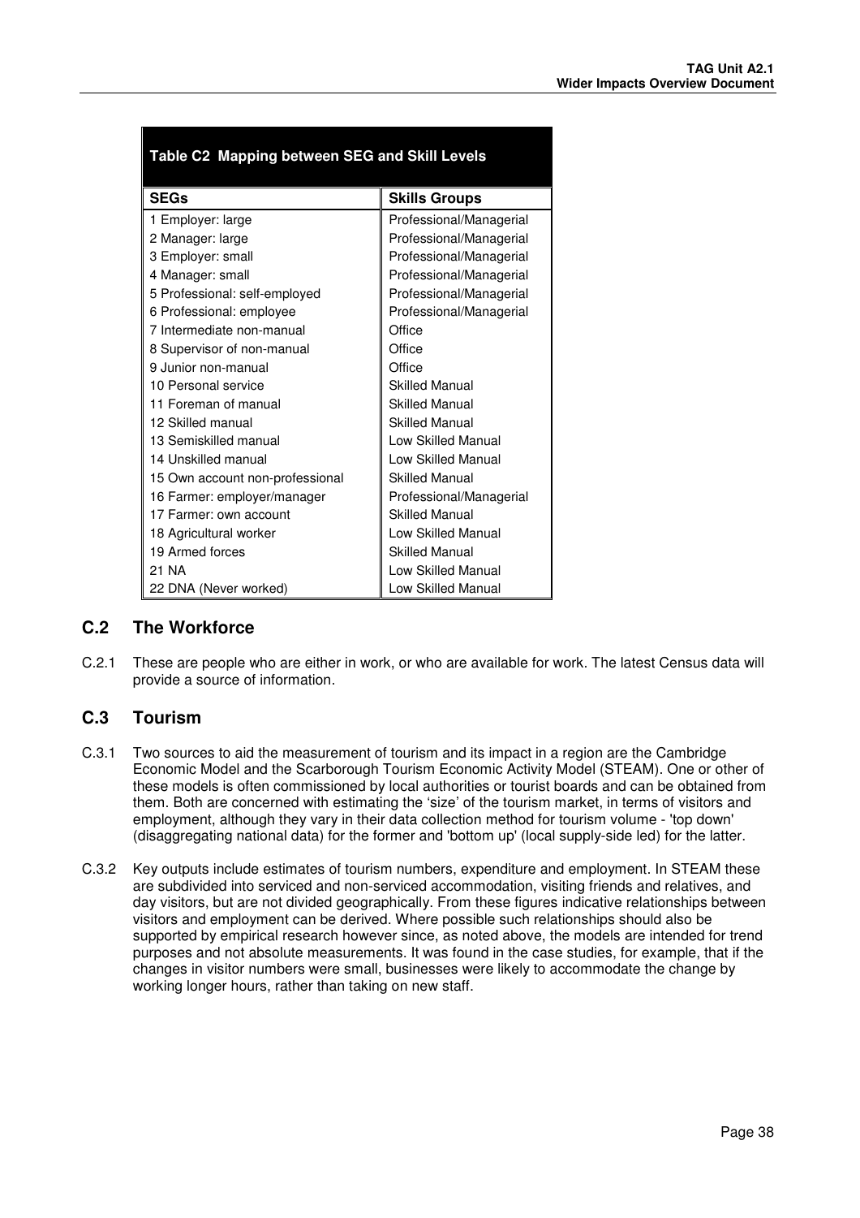**Table C2 Mapping between SEG and Skill Levels**

| SEGs | Skills Groups |
|---|---|
| 1 Employer: large | Professional/Managerial |
| 2 Manager: large | Professional/Managerial |
| 3 Employer: small | Professional/Managerial |
| 4 Manager: small | Professional/Managerial |
| 5 Professional: self-employed | Professional/Managerial |
| 6 Professional: employee | Professional/Managerial |
| 7 Intermediate non-manual | Office |
| 8 Supervisor of non-manual | Office |
| 9 Junior non-manual | Office |
| 10 Personal service | Skilled Manual |
| 11 Foreman of manual | Skilled Manual |
| 12 Skilled manual | Skilled Manual |
| 13 Semiskilled manual | Low Skilled Manual |
| 14 Unskilled manual | Low Skilled Manual |
| 15 Own account non-professional | Skilled Manual |
| 16 Farmer: employer/manager | Professional/Managerial |
| 17 Farmer: own account | Skilled Manual |
| 18 Agricultural worker | Low Skilled Manual |
| 19 Armed forces | Skilled Manual |
| 21 NA | Low Skilled Manual |
| 22 DNA (Never worked) | Low Skilled Manual |

## C.2 The Workforce

C.2.1 These are people who are either in work, or who are available for work. The latest Census data will provide a source of information.

## C.3 Tourism

C.3.1 Two sources to aid the measurement of tourism and its impact in a region are the Cambridge Economic Model and the Scarborough Tourism Economic Activity Model (STEAM). One or other of these models is often commissioned by local authorities or tourist boards and can be obtained from them. Both are concerned with estimating the 'size' of the tourism market, in terms of visitors and employment, although they vary in their data collection method for tourism volume - 'top down' (disaggregating national data) for the former and 'bottom up' (local supply-side led) for the latter.

C.3.2 Key outputs include estimates of tourism numbers, expenditure and employment. In STEAM these are subdivided into serviced and non-serviced accommodation, visiting friends and relatives, and day visitors, but are not divided geographically. From these figures indicative relationships between visitors and employment can be derived. Where possible such relationships should also be supported by empirical research however since, as noted above, the models are intended for trend purposes and not absolute measurements. It was found in the case studies, for example, that if the changes in visitor numbers were small, businesses were likely to accommodate the change by working longer hours, rather than taking on new staff.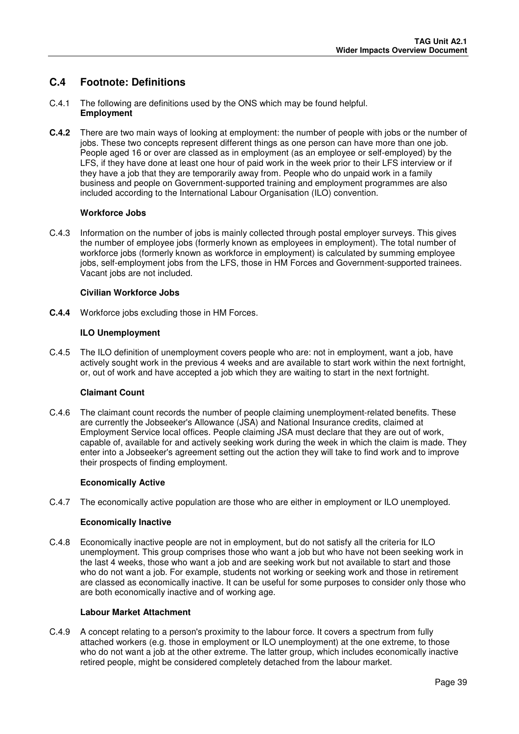## C.4 Footnote: Definitions

C.4.1 The following are definitions used by the ONS which may be found helpful.

**Employment**

**C.4.2** There are two main ways of looking at employment: the number of people with jobs or the number of jobs. These two concepts represent different things as one person can have more than one job. People aged 16 or over are classed as in employment (as an employee or self-employed) by the LFS, if they have done at least one hour of paid work in the week prior to their LFS interview or if they have a job that they are temporarily away from. People who do unpaid work in a family business and people on Government-supported training and employment programmes are also included according to the International Labour Organisation (ILO) convention.

**Workforce Jobs**

C.4.3 Information on the number of jobs is mainly collected through postal employer surveys. This gives the number of employee jobs (formerly known as employees in employment). The total number of workforce jobs (formerly known as workforce in employment) is calculated by summing employee jobs, self-employment jobs from the LFS, those in HM Forces and Government-supported trainees. Vacant jobs are not included.

**Civilian Workforce Jobs**

**C.4.4** Workforce jobs excluding those in HM Forces.

**ILO Unemployment**

C.4.5 The ILO definition of unemployment covers people who are: not in employment, want a job, have actively sought work in the previous 4 weeks and are available to start work within the next fortnight, or, out of work and have accepted a job which they are waiting to start in the next fortnight.

**Claimant Count**

C.4.6 The claimant count records the number of people claiming unemployment-related benefits. These are currently the Jobseeker's Allowance (JSA) and National Insurance credits, claimed at Employment Service local offices. People claiming JSA must declare that they are out of work, capable of, available for and actively seeking work during the week in which the claim is made. They enter into a Jobseeker's agreement setting out the action they will take to find work and to improve their prospects of finding employment.

**Economically Active**

C.4.7 The economically active population are those who are either in employment or ILO unemployed.

**Economically Inactive**

C.4.8 Economically inactive people are not in employment, but do not satisfy all the criteria for ILO unemployment. This group comprises those who want a job but who have not been seeking work in the last 4 weeks, those who want a job and are seeking work but not available to start and those who do not want a job. For example, students not working or seeking work and those in retirement are classed as economically inactive. It can be useful for some purposes to consider only those who are both economically inactive and of working age.

**Labour Market Attachment**

C.4.9 A concept relating to a person's proximity to the labour force. It covers a spectrum from fully attached workers (e.g. those in employment or ILO unemployment) at the one extreme, to those who do not want a job at the other extreme. The latter group, which includes economically inactive retired people, might be considered completely detached from the labour market.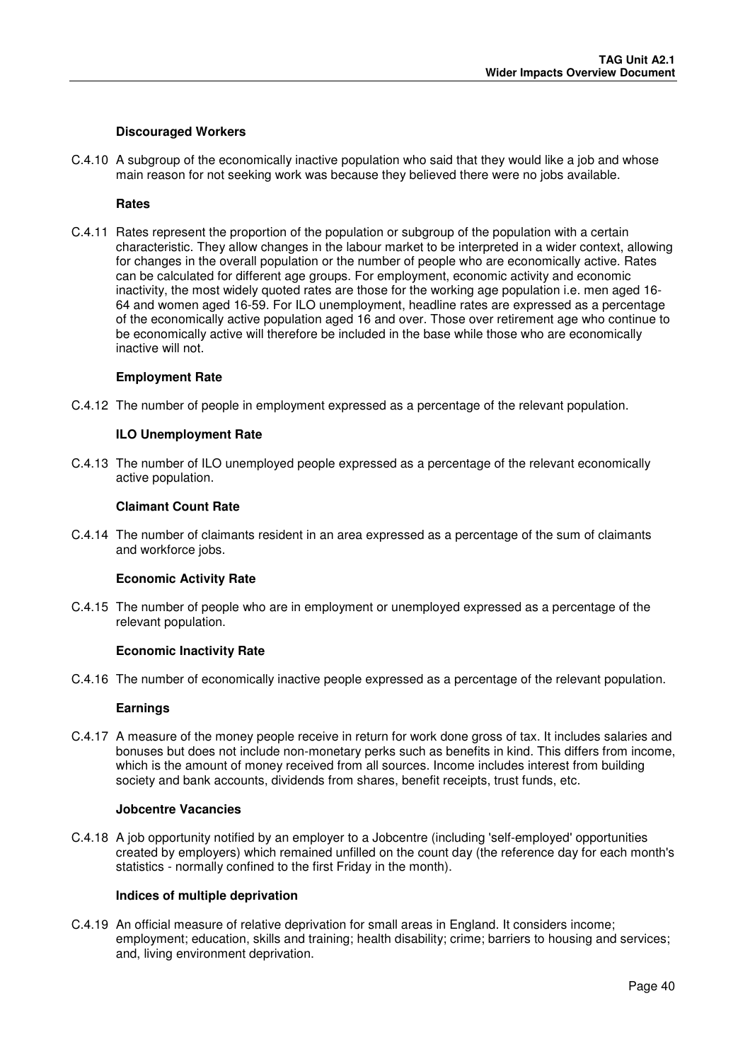**Discouraged Workers**

C.4.10 A subgroup of the economically inactive population who said that they would like a job and whose main reason for not seeking work was because they believed there were no jobs available.

**Rates**

C.4.11 Rates represent the proportion of the population or subgroup of the population with a certain characteristic. They allow changes in the labour market to be interpreted in a wider context, allowing for changes in the overall population or the number of people who are economically active. Rates can be calculated for different age groups. For employment, economic activity and economic inactivity, the most widely quoted rates are those for the working age population i.e. men aged 16-64 and women aged 16-59. For ILO unemployment, headline rates are expressed as a percentage of the economically active population aged 16 and over. Those over retirement age who continue to be economically active will therefore be included in the base while those who are economically inactive will not.

**Employment Rate**

C.4.12 The number of people in employment expressed as a percentage of the relevant population.

**ILO Unemployment Rate**

C.4.13 The number of ILO unemployed people expressed as a percentage of the relevant economically active population.

**Claimant Count Rate**

C.4.14 The number of claimants resident in an area expressed as a percentage of the sum of claimants and workforce jobs.

**Economic Activity Rate**

C.4.15 The number of people who are in employment or unemployed expressed as a percentage of the relevant population.

**Economic Inactivity Rate**

C.4.16 The number of economically inactive people expressed as a percentage of the relevant population.

**Earnings**

C.4.17 A measure of the money people receive in return for work done gross of tax. It includes salaries and bonuses but does not include non-monetary perks such as benefits in kind. This differs from income, which is the amount of money received from all sources. Income includes interest from building society and bank accounts, dividends from shares, benefit receipts, trust funds, etc.

**Jobcentre Vacancies**

C.4.18 A job opportunity notified by an employer to a Jobcentre (including 'self-employed' opportunities created by employers) which remained unfilled on the count day (the reference day for each month's statistics - normally confined to the first Friday in the month).

**Indices of multiple deprivation**

C.4.19 An official measure of relative deprivation for small areas in England. It considers income; employment; education, skills and training; health disability; crime; barriers to housing and services; and, living environment deprivation.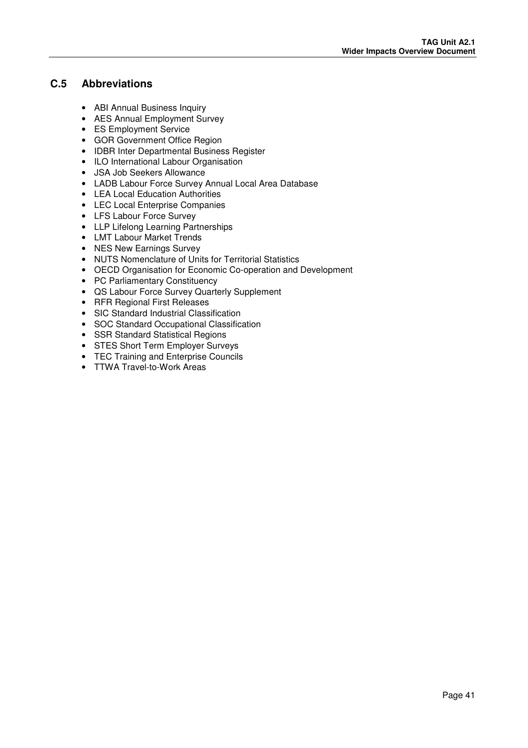## C.5 Abbreviations

- ABI Annual Business Inquiry
- AES Annual Employment Survey
- ES Employment Service
- GOR Government Office Region
- IDBR Inter Departmental Business Register
- ILO International Labour Organisation
- JSA Job Seekers Allowance
- LADB Labour Force Survey Annual Local Area Database
- LEA Local Education Authorities
- LEC Local Enterprise Companies
- LFS Labour Force Survey
- LLP Lifelong Learning Partnerships
- LMT Labour Market Trends
- NES New Earnings Survey
- NUTS Nomenclature of Units for Territorial Statistics
- OECD Organisation for Economic Co-operation and Development
- PC Parliamentary Constituency
- QS Labour Force Survey Quarterly Supplement
- RFR Regional First Releases
- SIC Standard Industrial Classification
- SOC Standard Occupational Classification
- SSR Standard Statistical Regions
- STES Short Term Employer Surveys
- TEC Training and Enterprise Councils
- TTWA Travel-to-Work Areas